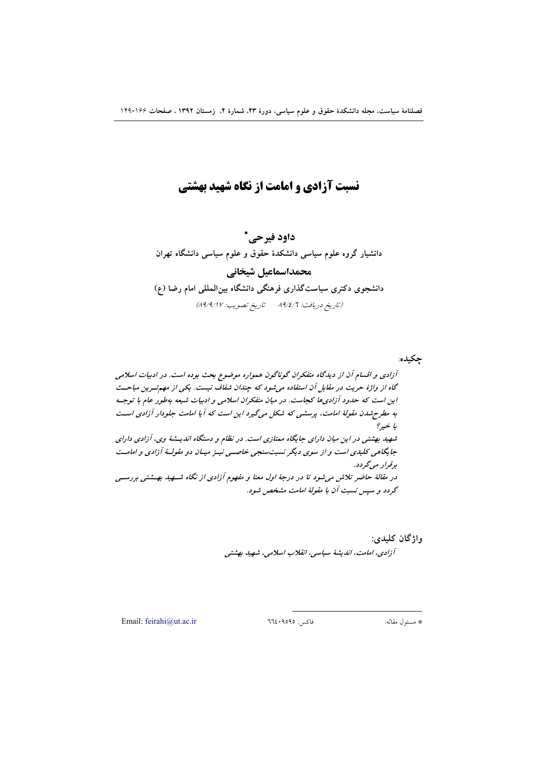# نسبت آزادی و امامت از نگاه شهید بهشتی

**داود فیرحی***

**دانشیار گروه علوم سیاسی دانشکدهٔ حقوق و علوم سیاسی دانشگاه تهران**

**محمداسماعیل شیخانی**

**دانشجوی دکتری سیاست‌گذاری فرهنگی دانشگاه بین‌المللی امام رضا (ع)**

(تاریخ دریافت: ۸۹/۴/۶ &nbsp;&nbsp;&nbsp; تاریخ تصویب: ۸۹/۹/۱۷)

**چکیده:**

*آزادی و اقسام آن از دیدگاه متفکران گوناگون همواره موضوع بحث بوده است. در ادبیات اسلامی گاه از واژهٔ حریت در مقابل آن استفاده می‌شود که چندان شفاف نیست. یکی از مهم‌ترین مباحث این است که حدود آزادی‌ها کجاست. در میان متفکران اسلامی و ادبیات شیعه به‌طور عام با توجه به مطرح‌شدن مقولهٔ امامت، پرسشی که شکل می‌گیرد این است که آیا امامت جلودار آزادی است یا خیر؟*

*شهید بهشتی در این میان دارای جایگاه ممتازی است. در نظام و دستگاه اندیشهٔ وی، آزادی دارای جایگاهی کلیدی است و از سوی دیگر نسبت‌سنجی خاصی نیز میان دو مقولهٔ آزادی و امامت برقرار می‌گردد.*

*در مقالهٔ حاضر تلاش می‌شود تا در درجهٔ اول معنا و مفهوم آزادی از نگاه شهید بهشتی بررسی گردد و سپس نسبت آن با مقولهٔ امامت مشخص شود.*

**واژگان کلیدی:**

*آزادی، امامت، اندیشهٔ سیاسی، انقلاب اسلامی، شهید بهشتی*

---

* مسئول مقاله: &nbsp;&nbsp;&nbsp; فاکس: ۶۶۴۰۹۵۹۵ &nbsp;&nbsp;&nbsp; Email: feirahi@ut.ac.ir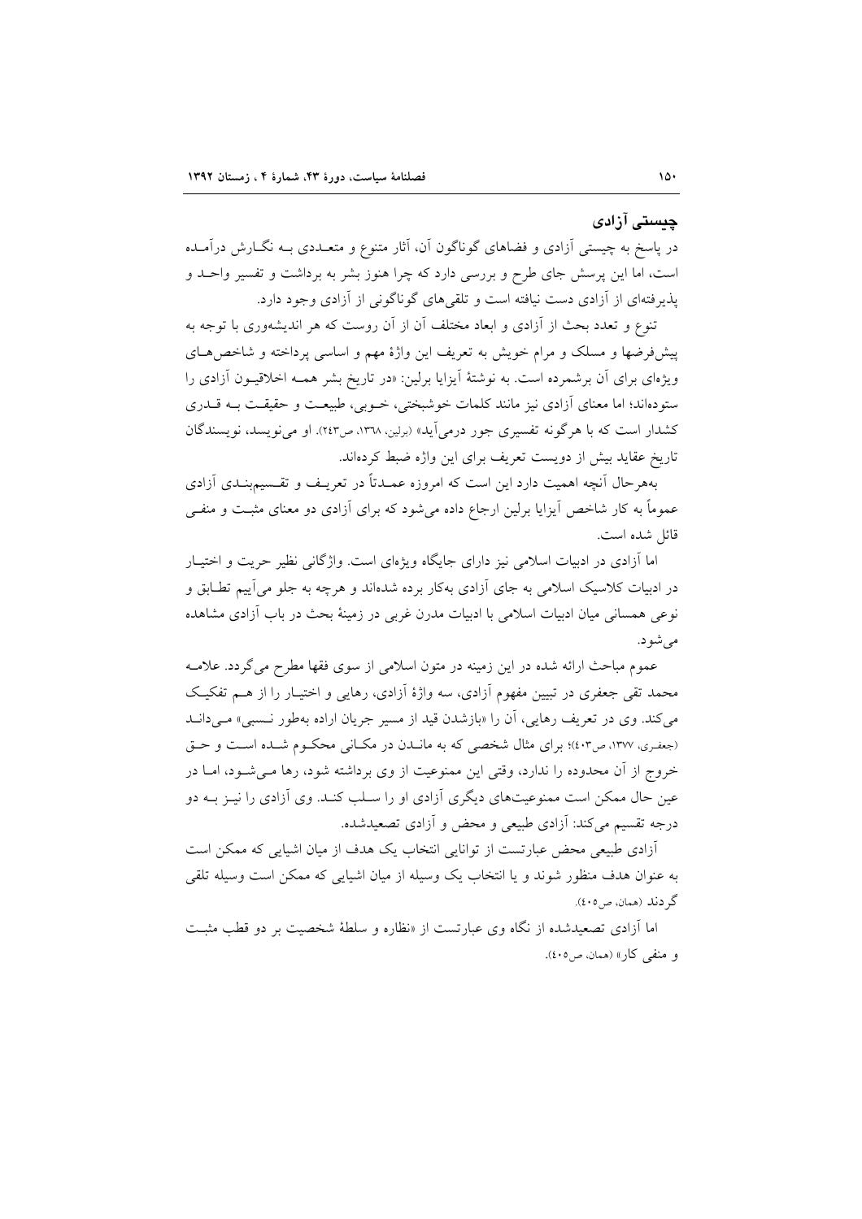## چیستی آزادی

در پاسخ به چیستی آزادی و فضاهای گوناگون آن، آثار متنوع و متعددی بـه نگـارش درآمـده است، اما این پرسش جای طرح و بررسی دارد که چرا هنوز بشر به برداشت و تفسیر واحـد و پذیرفته‌ای از آزادی دست نیافته است و تلقی‌های گوناگونی از آزادی وجود دارد.

تنوع و تعدد بحث از آزادی و ابعاد مختلف آن از آن روست که هر اندیشه‌وری با توجه به پیش‌فرض‌ها و مسلک و مرام خویش به تعریف این واژهٔ مهم و اساسی پرداخته و شاخص‌هـای ویژه‌ای برای آن برشمرده است. به نوشتهٔ آیزایا برلین: «در تاریخ بشر همـه اخلاقیـون آزادی را ستوده‌اند؛ اما معنای آزادی نیز مانند کلمات خوشبختی، خـوبی، طبیعـت و حقیقـت بـه قـدری کشدار است که با هرگونه تفسیری جور درمی‌آید» (برلین، ۱۳۶۸، ص۲۴۳). او می‌نویسد، نویسندگان تاریخ عقاید بیش از دویست تعریف برای این واژه ضبط کرده‌اند.

به‌هرحال آنچه اهمیت دارد این است که امروزه عمـدتاً در تعریـف و تقـسیم‌بنـدی آزادی عموماً به کار شاخص آیزایا برلین ارجاع داده می‌شود که برای آزادی دو معنای مثبـت و منفـی قائل شده است.

اما آزادی در ادبیات اسلامی نیز دارای جایگاه ویژه‌ای است. واژگانی نظیر حریت و اختیـار در ادبیات کلاسیک اسلامی به جای آزادی به‌کار برده شده‌اند و هرچه به جلو می‌آییم تطـابق و نوعی همسانی میان ادبیات اسلامی با ادبیات مدرن غربی در زمینهٔ بحث در باب آزادی مشاهده می‌شود.

عموم مباحث ارائه شده در این زمینه در متون اسلامی از سوی فقها مطرح می‌گردد. علامـه محمد تقی جعفری در تبیین مفهوم آزادی، سه واژهٔ آزادی، رهایی و اختیـار را از هـم تفکیـک می‌کند. وی در تعریف رهایی، آن را «بازشدن قید از مسیر جریان اراده به‌طور نـسبی» مـی‌دانـد (جعفری، ۱۳۷۷، ص۴۰۳)؛ برای مثال شخصی که به مانـدن در مکـانی محکـوم شـده اسـت و حـق خروج از آن محدوده را ندارد، وقتی این ممنوعیت از وی برداشته شود، رها مـی‌شـود، امـا در عین حال ممکن است ممنوعیت‌های دیگری آزادی او را سـلب کنـد. وی آزادی را نیـز بـه دو درجه تقسیم می‌کند: آزادی طبیعی و محض و آزادی تصعیدشده.

آزادی طبیعی محض عبارتست از توانایی انتخاب یک هدف از میان اشیایی که ممکن است به عنوان هدف منظور شوند و یا انتخاب یک وسیله از میان اشیایی که ممکن است وسیله تلقی گردند (همان، ص۴۰۵).

اما آزادی تصعیدشده از نگاه وی عبارتست از «نظاره و سلطهٔ شخصیت بر دو قطب مثبـت و منفی کار» (همان، ص۴۰۵).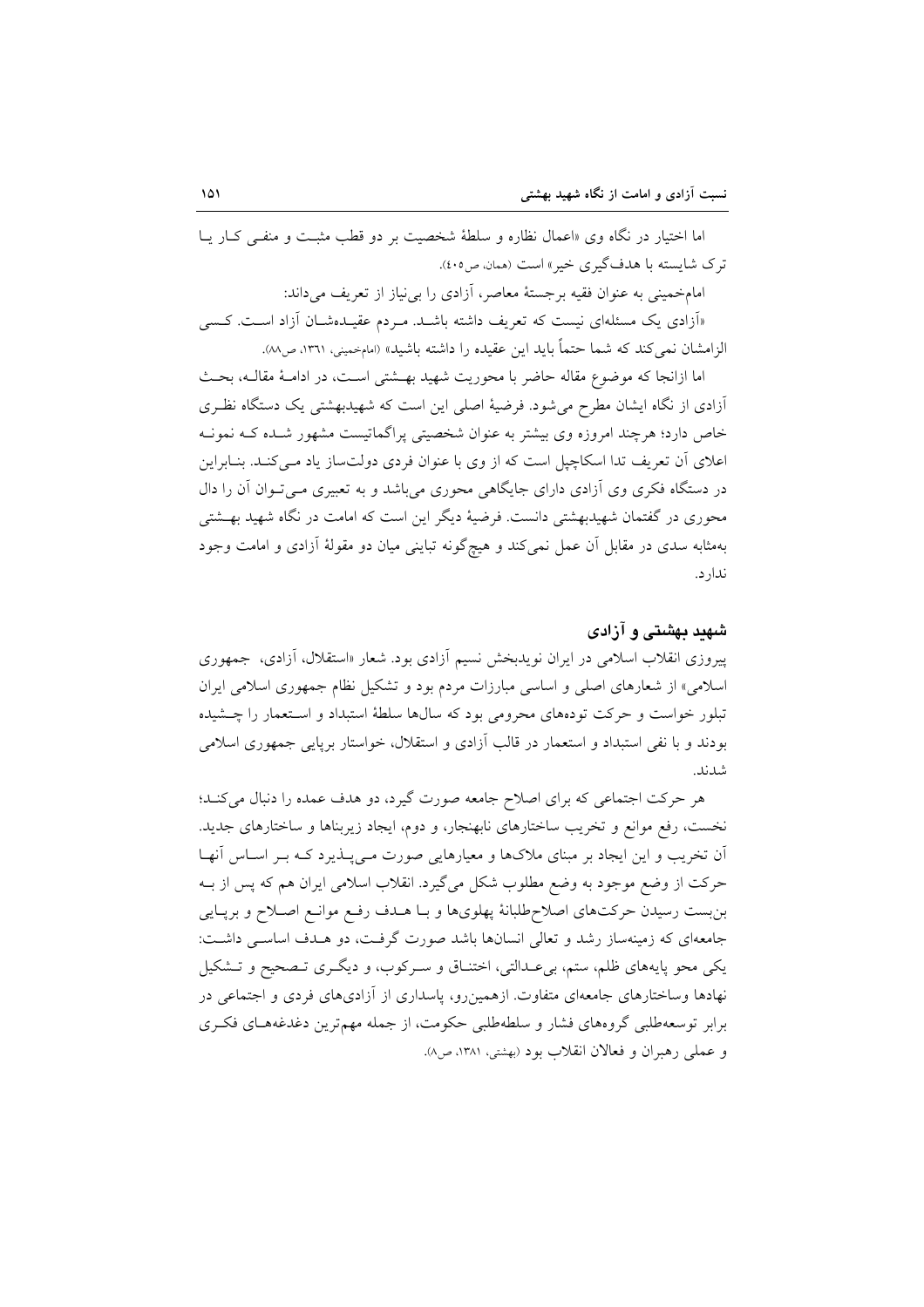اما اختیار در نگاه وی «اعمال نظاره و سلطهٔ شخصیت بر دو قطب مثبت و منفی کـار یـا ترک شایسته با هدف‌گیری خیر» است (همان، ص۴۰۵).

امام‌خمینی به عنوان فقیه برجستهٔ معاصر، آزادی را بی‌نیاز از تعریف می‌داند:

«آزادی یک مسئله‌ای نیست که تعریف داشته باشـد. مـردم عقیـده‌شـان آزاد اسـت. کسـی الزامشان نمی‌کند که شما حتماً باید این عقیده را داشته باشید» (امام‌خمینی، ۱۳۶۱، ص۸۸).

اما ازانجا که موضوع مقاله حاضر با محوریت شهید بهـشتی اسـت، در ادامـهٔ مقالـه، بحـث آزادی از نگاه ایشان مطرح می‌شود. فرضیهٔ اصلی این است که شهیدبهشتی یک دستگاه نظـری خاص دارد؛ هرچند امروزه وی بیشتر به عنوان شخصیتی پراگماتیست مشهور شـده کـه نمونـه اعلای آن تعریف تدا اسکاچپل است که از وی با عنوان فردی دولت‌ساز یاد مـی‌کنـد. بنـابراین در دستگاه فکری وی آزادی دارای جایگاهی محوری می‌باشد و به تعبیری مـی‌تـوان آن را دال محوری در گفتمان شهیدبهشتی دانست. فرضیهٔ دیگر این است که امامت در نگاه شهید بهـشتی به‌مثابه سدی در مقابل آن عمل نمی‌کند و هیچ‌گونه تباینی میان دو مقولهٔ آزادی و امامت وجود ندارد.

## شهید بهشتی و آزادی

پیروزی انقلاب اسلامی در ایران نویدبخش نسیم آزادی بود. شعار «استقلال، آزادی، جمهوری اسلامی» از شعارهای اصلی و اساسی مبارزات مردم بود و تشکیل نظام جمهوری اسلامی ایران تبلور خواست و حرکت توده‌های محرومی بود که سال‌ها سلطهٔ استبداد و اسـتعمار را چـشیده بودند و با نفی استبداد و استعمار در قالب آزادی و استقلال، خواستار برپایی جمهوری اسلامی شدند.

هر حرکت اجتماعی که برای اصلاح جامعه صورت گیرد، دو هدف عمده را دنبال می‌کنـد؛ نخست، رفع موانع و تخریب ساختارهای نابهنجار، و دوم، ایجاد زیربناها و ساختارهای جدید. آن تخریب و این ایجاد بر مبنای ملاک‌ها و معیارهایی صورت مـی‌پـذیرد کـه بـر اسـاس آنهـا حرکت از وضع موجود به وضع مطلوب شکل می‌گیرد. انقلاب اسلامی ایران هم که پس از بـه بن‌بست رسیدن حرکت‌های اصلاح‌طلبانهٔ پهلوی‌ها و بـا هـدف رفـع موانـع اصـلاح و برپـایی جامعه‌ای که زمینه‌ساز رشد و تعالی انسان‌ها باشد صورت گرفـت، دو هـدف اساسـی داشـت: یکی محو پایه‌های ظلم، ستم، بی‌عـدالتی، اختنـاق و سـرکوب، و دیگـری تـصحیح و تـشکیل نهادها وساختارهای جامعه‌ای متفاوت. ازهمین‌رو، پاسداری از آزادی‌های فردی و اجتماعی در برابر توسعه‌طلبی گروه‌های فشار و سلطه‌طلبی حکومت، از جمله مهم‌ترین دغدغه‌هـای فکـری و عملی رهبران و فعالان انقلاب بود (بهشتی، ۱۳۸۱، ص۸).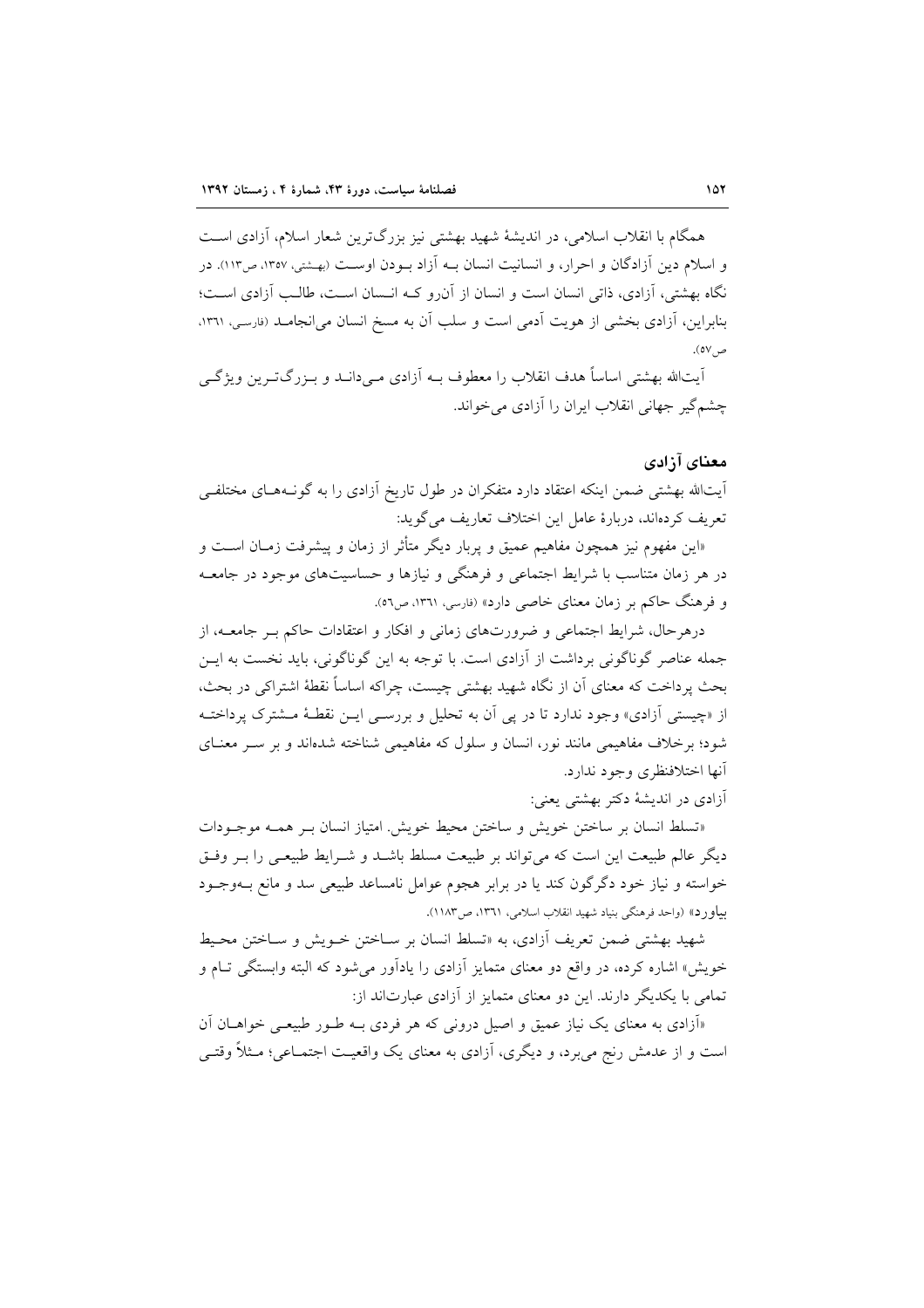همگام با انقلاب اسلامی، در اندیشهٔ شهید بهشتی نیز بزرگ‌ترین شعار اسلام، آزادی است و اسلام دین آزادگان و احرار، و انسانیت انسان بـه آزاد بـودن اوسـت (بهشتی، ۱۳۵۷، ص۱۱۳). در نگاه بهشتی، آزادی، ذاتی انسان است و انسان از آن‌رو کـه انـسان اسـت، طالـب آزادی اسـت؛ بنابراین، آزادی بخشی از هویت آدمی است و سلب آن به مسخ انسان می‌انجامـد (فارسی، ۱۳٦۱، ص٥٧).

آیت‌الله بهشتی اساساً هدف انقلاب را معطوف بـه آزادی مـی‌دانـد و بـزرگ‌تـرین ویژگـی چشم‌گیر جهانی انقلاب ایران را آزادی می‌خواند.

## معنای آزادی

آیت‌الله بهشتی ضمن اینکه اعتقاد دارد متفکران در طول تاریخ آزادی را به گونـه‌هـای مختلفـی تعریف کرده‌اند، دربارهٔ عامل این اختلاف تعاریف می‌گوید:

«این مفهوم نیز همچون مفاهیم عمیق و پربار دیگر متأثر از زمان و پیشرفت زمـان اسـت و در هر زمان متناسب با شرایط اجتماعی و فرهنگی و نیازها و حساسیت‌های موجود در جامعـه و فرهنگ حاکم بر زمان معنای خاصی دارد» (فارسی، ۱۳٦۱، ص٥٦).

درهرحال، شرایط اجتماعی و ضرورت‌های زمانی و افکار و اعتقادات حاکم بـر جامعـه، از جمله عناصر گوناگونی برداشت از آزادی است. با توجه به این گوناگونی، باید نخست به ایـن بحث پرداخت که معنای آن از نگاه شهید بهشتی چیست، چراکه اساساً نقطهٔ اشتراکی در بحث، از «چیستی آزادی» وجود ندارد تا در پی آن به تحلیل و بررسـی ایـن نقطـهٔ مـشترک پرداختـه شود؛ برخلاف مفاهیمی مانند نور، انسان و سلول که مفاهیمی شناخته شده‌اند و بر سـر معنـای آنها اختلاف‌نظری وجود ندارد.

آزادی در اندیشهٔ دکتر بهشتی یعنی:

«تسلط انسان بر ساختن خویش و ساختن محیط خویش. امتیاز انسان بـر همـه موجـودات دیگر عالم طبیعت این است که می‌تواند بر طبیعت مسلط باشـد و شـرایط طبیعـی را بـر وفـق خواسته و نیاز خود دگرگون کند یا در برابر هجوم عوامل نامساعد طبیعی سد و مانع بـه‌وجـود بیاورد» (واحد فرهنگی بنیاد شهید انقلاب اسلامی، ۱۳٦۱، ص۱۱۸۳).

شهید بهشتی ضمن تعریف آزادی، به «تسلط انسان بر سـاختن خـویش و سـاختن محـیط خویش» اشاره کرده، در واقع دو معنای متمایز آزادی را یادآور می‌شود که البته وابستگی تـام و تمامی با یکدیگر دارند. این دو معنای متمایز از آزادی عبارت‌اند از:

«آزادی به معنای یک نیاز عمیق و اصیل درونی که هر فردی بـه طـور طبیعـی خواهـان آن است و از عدمش رنج می‌برد، و دیگری، آزادی به معنای یک واقعیـت اجتمـاعی؛ مـثلاً وقتـی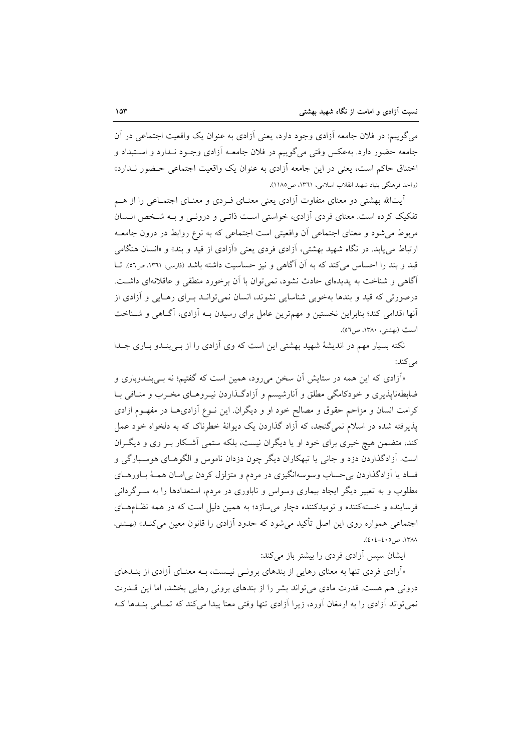می‌گوییم: در فلان جامعه آزادی وجود دارد، یعنی آزادی به عنوان یک واقعیت اجتماعی در آن جامعه حضور دارد. به‌عکس وقتی می‌گوییم در فلان جامعـه آزادی وجـود نـدارد و اسـتبداد و اختناق حاکم است، یعنی در این جامعه آزادی به عنوان یک واقعیت اجتماعی حـضور نـدارد» (واحد فرهنگی بنیاد شهید انقلاب اسلامی، ١٣٦١، ص١١٨٥).

آیت‌الله بهشتی دو معنای متفاوت آزادی یعنی معنـای فـردی و معنـای اجتمـاعی را از هـم تفکیک کرده است. معنای فردی آزادی، خواستی اسـت ذاتـی و درونـی و بـه شـخص انـسان مربوط می‌شود و معنای اجتماعی آن واقعیتی است اجتماعی که به نوع روابط در درون جامعـه ارتباط می‌یابد. در نگاه شهید بهشتی، آزادی فردی یعنی «آزادی از قید و بند» و «انسان هنگامی قید و بند را احساس می‌کند که به آن آگاهی و نیز حساسیت داشته باشد (فارسی، ١٣٦١، ص٥٦). تـا آگاهی و شناخت به پدیده‌ای حادث نشود، نمی‌توان با آن برخورد منطقی و عاقلانه‌ای داشـت. درصورتی که قید و بندها به‌خوبی شناسایی نشوند، انسان نمی‌توانـد بـرای رهـایی و آزادی از آنها اقدامی کند؛ بنابراین نخستین و مهم‌ترین عامل برای رسیدن بـه آزادی، آگـاهی و شـناخت است (بهشتی، ١٣٨٠، ص٥٦).

نکته بسیار مهم در اندیشهٔ شهید بهشتی این است که وی آزادی را از بـی‌بنـدو بـاری جـدا می‌کند:

«آزادی که این همه در ستایش آن سخن می‌رود، همین است که گفتیم؛ نه بـی‌بنـدوباری و ضابطه‌ناپذیری و خودکامگی مطلق و آنارشیسم و آزادگـذاردن نیـروهـای مخـرب و منـافی بـا کرامت انسان و مزاحم حقوق و مصالح خود او و دیگران. این نـوع آزادی‌هـا در مفهـوم ازادی پذیرفته شده در اسلام نمی‌گنجد، که آزاد گذاردن یک دیوانهٔ خطرناک که به دلخواه خود عمل کند، متضمن هیچ خیری برای خود او یا دیگران نیست، بلکه ستمی آشـکار بـر وی و دیگـران است. آزادگذاردن دزد و جانی یا تبهکاران دیگر چون دزدان ناموس و الگوهـای هوسـبارگی و فساد یا آزادگذاردن بی‌حساب وسوسه‌انگیزی در مردم و متزلزل کردن بی‌امـان همـهٔ بـاورهـای مطلوب و به تعبیر دیگر ایجاد بیماری وسواس و ناباوری در مردم، استعدادها را به سـرگردانی فرساینده و خسته‌کننده و نومیدکننده دچار می‌سازد؛ به همین دلیل است که در همه نظـام‌هـای اجتماعی همواره روی این اصل تأکید می‌شود که حدود آزادی را قانون معین می‌کنـد» (بهـشتی، ١٣٨٨، ص٤٠٥-٤٠٤).

ایشان سپس آزادی فردی را بیشتر باز می‌کند:

«آزادی فردی تنها به معنای رهایی از بندهای برونـی نیـست، بـه معنـای آزادی از بنـدهای درونی هم هست. قدرت مادی می‌تواند بشر را از بندهای برونی رهایی بخشد، اما این قـدرت نمی‌تواند آزادی را به ارمغان آورد، زیرا آزادی تنها وقتی معنا پیدا می‌کند که تمـامی بنـدها کـه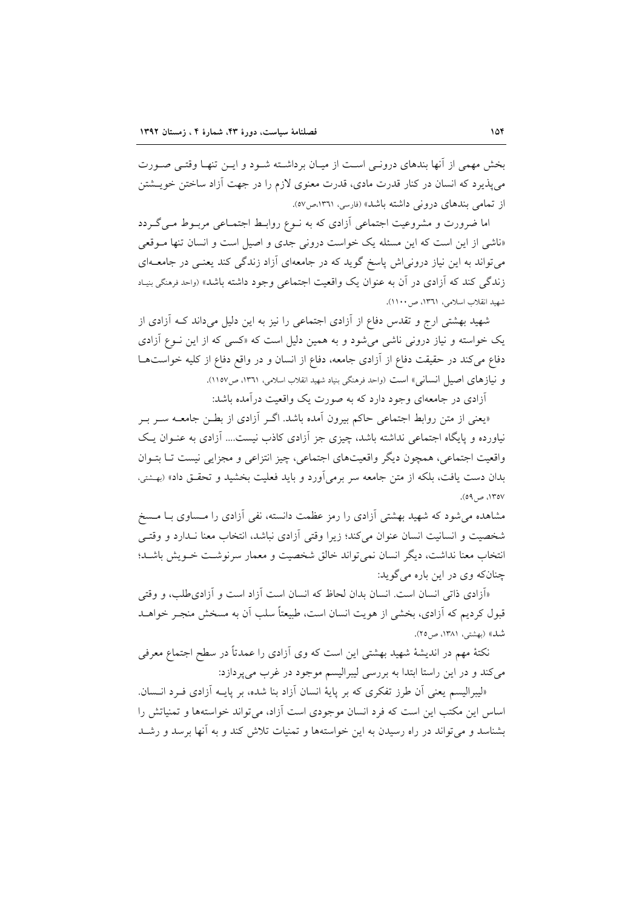بخش مهمی از آنها بندهای درونـی اسـت از میـان برداشـته شـود و ایـن تنهـا وقتـی صـورت می‌پذیرد که انسان در کنار قدرت مادی، قدرت معنوی لازم را در جهت آزاد ساختن خویـشتن از تمامی بندهای درونی داشته باشد» (فارسی، ۱۳۶۱،ص۵۷).

اما ضرورت و مشروعیت اجتماعی آزادی که به نـوع روابـط اجتمـاعی مربـوط مـی‌گـردد «ناشی از این است که این مسئله یک خواست درونی جدی و اصیل است و انسان تنها مـوقعی می‌تواند به این نیاز درونی‌اش پاسخ گوید که در جامعه‌ای آزاد زندگی کند یعنـی در جامعـه‌ای زندگی کند که آزادی در آن به عنوان یک واقعیت اجتماعی وجود داشته باشد» (واحد فرهنگی بنیاد شهید انقلاب اسلامی، ۱۳۶۱، ص۱۱۰۰).

شهید بهشتی ارج و تقدس دفاع از آزادی اجتماعی را نیز به این دلیل می‌داند کـه آزادی از یک خواسته و نیاز درونی ناشی می‌شود و به همین دلیل است که «کسی که از این نـوع آزادی دفاع می‌کند در حقیقت دفاع از آزادی جامعه، دفاع از انسان و در واقع دفاع از کلیه خواسته‌ها و نیازهای اصیل انسانی» است (واحد فرهنگی بنیاد شهید انقلاب اسلامی، ۱۳۶۱، ص۱۱۵۷).

آزادی در جامعه‌ای وجود دارد که به صورت یک واقعیت درآمده باشد:

«یعنی از متن روابط اجتماعی حاکم بیرون آمده باشد. اگـر آزادی از بطـن جامعـه سـر بـر نیاورده و پایگاه اجتماعی نداشته باشد، چیزی جز آزادی کاذب نیست.... آزادی به عنـوان یـک واقعیت اجتماعی، همچون دیگر واقعیت‌های اجتماعی، چیز انتزاعی و مجزایی نیست تـا بتـوان بدان دست یافت، بلکه از متن جامعه سر برمی‌آورد و باید فعلیت بخشید و تحقـق داد» (بهشتی، ۱۳۵۷، ص۵۹).

مشاهده می‌شود که شهید بهشتی آزادی را رمز عظمت دانسته، نفی آزادی را مـساوی بـا مـسخ شخصیت و انسانیت انسان عنوان می‌کند؛ زیرا وقتی آزادی نباشد، انتخاب معنا نـدارد و وقتـی انتخاب معنا نداشت، دیگر انسان نمی‌تواند خالق شخصیت و معمار سرنوشـت خـویش باشـد؛ چنان‌که وی در این باره می‌گوید:

«آزادی ذاتی انسان است. انسان بدان لحاظ که انسان است آزاد است و آزادی‌طلب، و وقتی قبول کردیم که آزادی، بخشی از هویت انسان است، طبیعتاً سلب آن به مسخش منجـر خواهـد شد» (بهشتی، ۱۳۸۱، ص۲۵).

نکتهٔ مهم در اندیشهٔ شهید بهشتی این است که وی آزادی را عمدتاً در سطح اجتماع معرفی می‌کند و در این راستا ابتدا به بررسی لیبرالیسم موجود در غرب می‌پردازد:

«لیبرالیسم یعنی آن طرز تفکری که بر پایهٔ انسان آزاد بنا شده، بر پایـه آزادی فـرد انـسان. اساس این مکتب این است که فرد انسان موجودی است آزاد، می‌تواند خواسته‌ها و تمنیاتش را بشناسد و می‌تواند در راه رسیدن به این خواسته‌ها و تمنیات تلاش کند و به آنها برسد و رشـد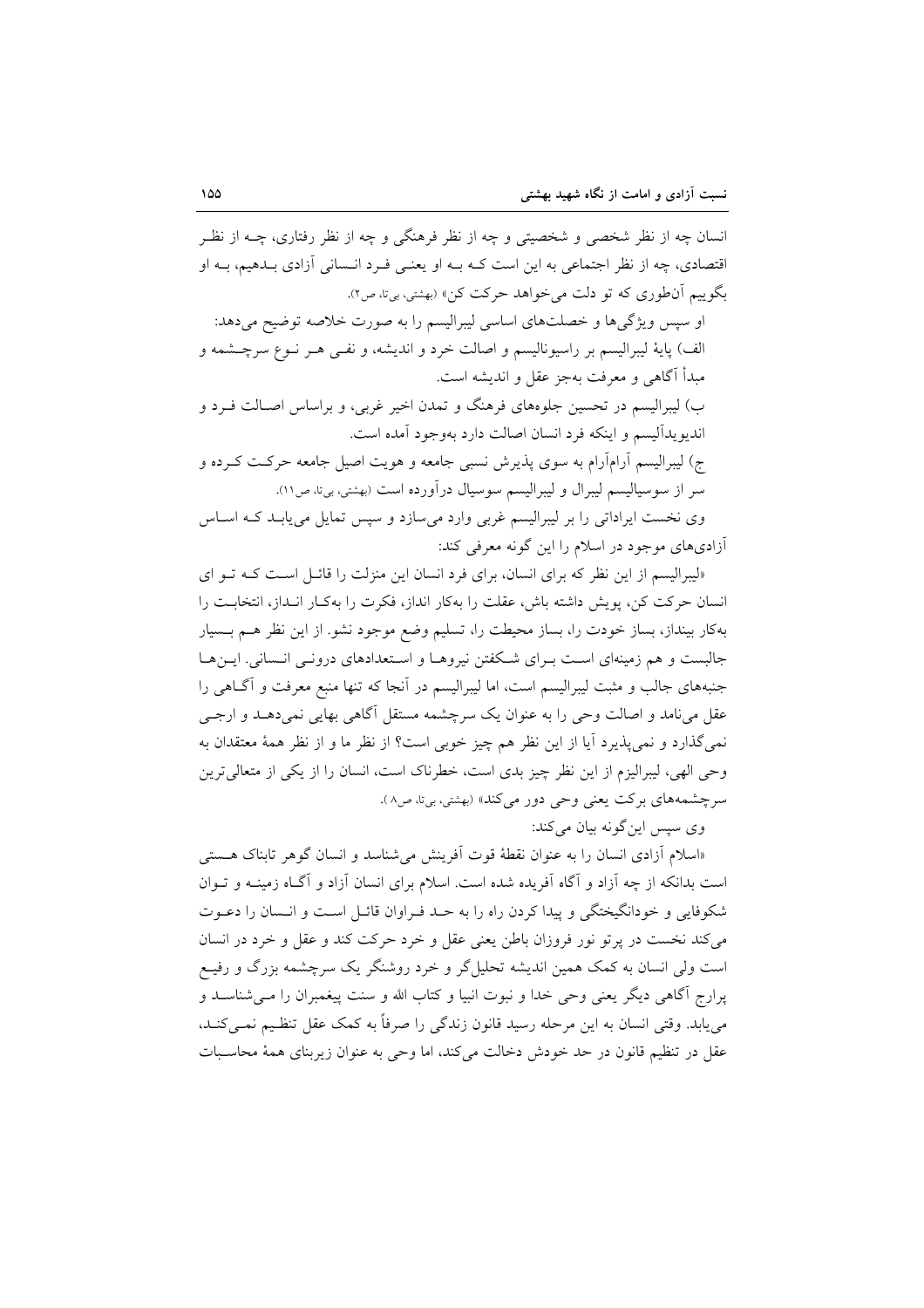انسان چه از نظر شخصی و شخصیتی و چه از نظر فرهنگی و چه از نظر رفتاری، چه از نظر اقتصادی، چه از نظر اجتماعی به این است که به او یعنی فرد انسانی آزادی بدهیم، به او بگوییم آن‌طوری که تو دلت می‌خواهد حرکت کن» (بهشتی، بی‌تا، ص۲).

او سپس ویژگی‌ها و خصلت‌های اساسی لیبرالیسم را به صورت خلاصه توضیح می‌دهد:

الف) پایهٔ لیبرالیسم بر راسیونالیسم و اصالت خرد و اندیشه، و نفی هر نوع سرچشمه و مبدأ آگاهی و معرفت به‌جز عقل و اندیشه است.

ب) لیبرالیسم در تحسین جلوه‌های فرهنگ و تمدن اخیر غربی، و براساس اصالت فرد و اندیویدآلیسم و اینکه فرد انسان اصالت دارد به‌وجود آمده است.

ج) لیبرالیسم آرام‌آرام به سوی پذیرش نسبی جامعه و هویت اصیل جامعه حرکت کرده و سر از سوسیالیسم لیبرال و لیبرالیسم سوسیال درآورده است (بهشتی، بی‌تا، ص۱۱).

وی نخست ایراداتی را بر لیبرالیسم غربی وارد می‌سازد و سپس تمایل می‌یابد که اساس آزادی‌های موجود در اسلام را این گونه معرفی کند:

«لیبرالیسم از این نظر که برای انسان، برای فرد انسان این منزلت را قائل است که تو ای انسان حرکت کن، پویش داشته باش، عقلت را به‌کار انداز، فکرت را به‌کار انداز، انتخابت را به‌کار بینداز، بساز خودت را، بساز محیطت را، تسلیم وضع موجود نشو. از این نظر هم بسیار جالبست و هم زمینه‌ای است برای شکفتن نیروها و استعدادهای درونی انسانی. این‌ها جنبه‌های جالب و مثبت لیبرالیسم است، اما لیبرالیسم در آنجا که تنها منبع معرفت و آگاهی را عقل می‌نامد و اصالت وحی را به عنوان یک سرچشمه مستقل آگاهی بهایی نمی‌دهد و ارجی نمی‌گذارد و نمی‌پذیرد آیا از این نظر هم چیز خوبی است؟ از نظر ما و از نظر همهٔ معتقدان به وحی الهی، لیبرالیزم از این نظر چیز بدی است، خطرناک است، انسان را از یکی از متعالی‌ترین سرچشمه‌های برکت یعنی وحی دور می‌کند» (بهشتی، بی‌تا، ص۸).

وی سپس این‌گونه بیان می‌کند:

«اسلام آزادی انسان را به عنوان نقطهٔ قوت آفرینش می‌شناسد و انسان گوهر تابناک هستی است بدانکه از چه آزاد و آگاه آفریده شده است. اسلام برای انسان آزاد و آگاه زمینه و توان شکوفایی و خودانگیختگی و پیدا کردن راه را به حد فراوان قائل است و انسان را دعوت می‌کند نخست در پرتو نور فروزان باطن یعنی عقل و خرد حرکت کند و عقل و خرد در انسان است ولی انسان به کمک همین اندیشه تحلیل‌گر و خرد روشنگر یک سرچشمه بزرگ و رفیع پرارج آگاهی دیگر یعنی وحی خدا و نبوت انبیا و کتاب الله و سنت پیغمبران را می‌شناسد و می‌یابد. وقتی انسان به این مرحله رسید قانون زندگی را صرفاً به کمک عقل تنظیم نمی‌کند، عقل در تنظیم قانون در حد خودش دخالت می‌کند، اما وحی به عنوان زیربنای همهٔ محاسبات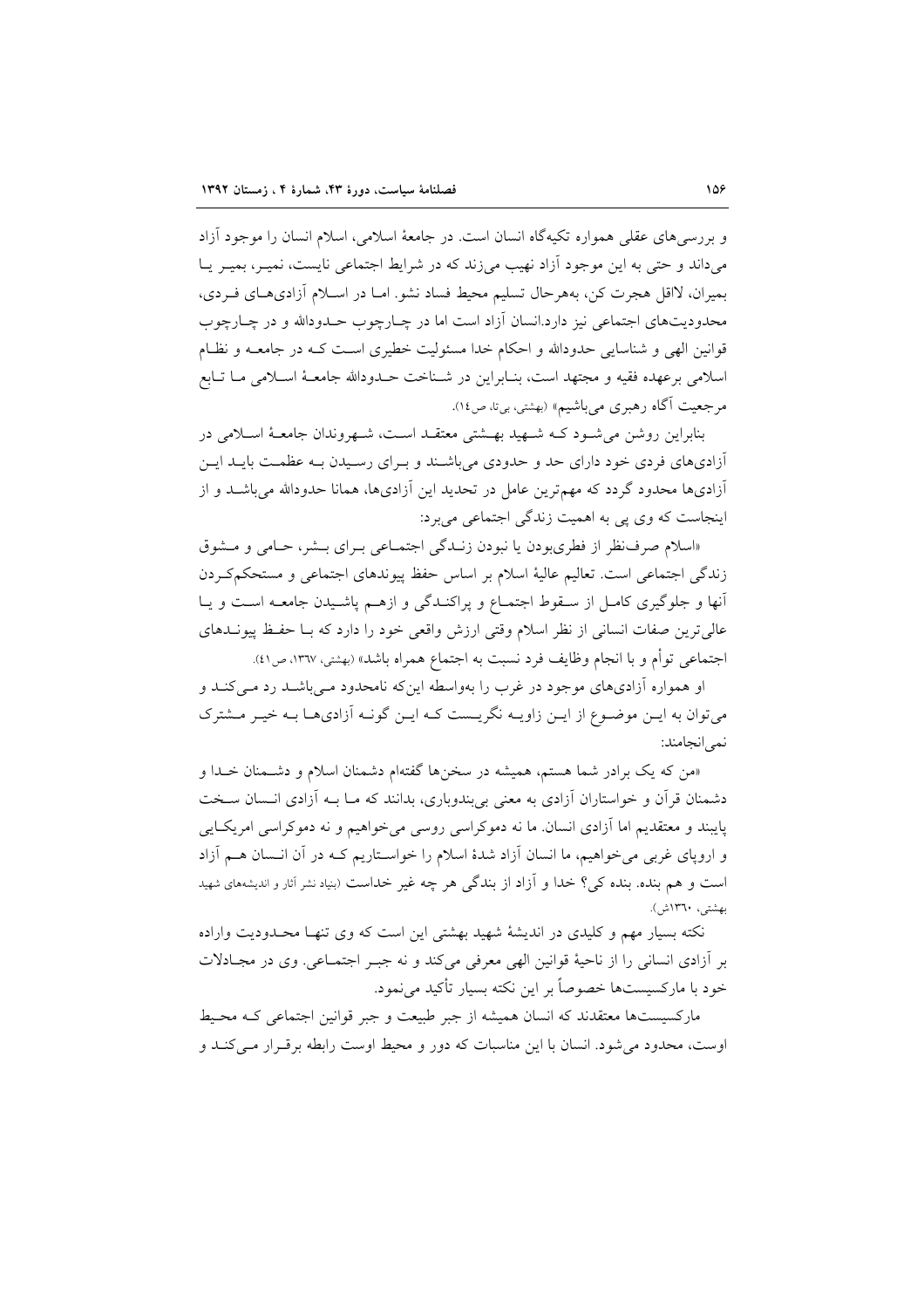و بررسی‌های عقلی همواره تکیه‌گاه انسان است. در جامعهٔ اسلامی، اسلام انسان را موجود آزاد می‌داند و حتی به این موجود آزاد نهیب می‌زند که در شرایط اجتماعی نایست، نمیر، بمیر یا بمیران، لااقل هجرت کن، به‌هرحال تسلیم محیط فساد نشو. اما در اسلام آزادی‌های فردی، محدودیت‌های اجتماعی نیز دارد.انسان آزاد است اما در چارچوب حدودالله و در چارچوب قوانین الهی و شناسایی حدودالله و احکام خدا مسئولیت خطیری است که در جامعه و نظام اسلامی برعهده فقیه و مجتهد است، بنابراین در شناخت حدودالله جامعهٔ اسلامی ما تابع مرجعیت آگاه رهبری می‌باشیم» (بهشتی، بی‌تا، ص۱٤).

بنابراین روشن می‌شود که شهید بهشتی معتقد است، شهروندان جامعهٔ اسلامی در آزادی‌های فردی خود دارای حد و حدودی می‌باشند و برای رسیدن به عظمت باید این آزادی‌ها محدود گردد که مهم‌ترین عامل در تحدید این آزادی‌ها، همانا حدودالله می‌باشد و از اینجاست که وی پی به اهمیت زندگی اجتماعی می‌برد:

«اسلام صرف‌نظر از فطری‌بودن یا نبودن زندگی اجتماعی برای بشر، حامی و مشوق زندگی اجتماعی است. تعالیم عالیهٔ اسلام بر اساس حفظ پیوندهای اجتماعی و مستحکم‌کردن آنها و جلوگیری کامل از سقوط اجتماع و پراکندگی و ازهم پاشیدن جامعه است و یا عالی‌ترین صفات انسانی از نظر اسلام وقتی ارزش واقعی خود را دارد که با حفظ پیوندهای اجتماعی توأم و با انجام وظایف فرد نسبت به اجتماع همراه باشد» (بهشتی، ۱۳٦۷، ص٤۱).

او همواره آزادی‌های موجود در غرب را به‌واسطه این‌که نامحدود می‌باشد رد می‌کند و می‌توان به این موضوع از این زاویه نگریست که این گونه آزادی‌ها به خیر مشترک نمی‌انجامند:

«من که یک برادر شما هستم، همیشه در سخن‌ها گفته‌ام دشمنان اسلام و دشمنان خدا و دشمنان قرآن و خواستاران آزادی به معنی بی‌بندوباری، بدانند که ما به آزادی انسان سخت پایبند و معتقدیم اما آزادی انسان. ما نه دموکراسی روسی می‌خواهیم و نه دموکراسی امریکایی و اروپای غربی می‌خواهیم، ما انسان آزاد شدهٔ اسلام را خواستاریم که در آن انسان هم آزاد است و هم بنده. بنده کی؟ خدا و آزاد از بندگی هر چه غیر خداست (بنیاد نشر آثار و اندیشه‌های شهید بهشتی، ۱۳٦۰ش).

نکته بسیار مهم و کلیدی در اندیشهٔ شهید بهشتی این است که وی تنها محدودیت واراده بر آزادی انسانی را از ناحیهٔ قوانین الهی معرفی می‌کند و نه جبر اجتماعی. وی در مجادلات خود با مارکسیست‌ها خصوصاً بر این نکته بسیار تأکید می‌نمود.

مارکسیست‌ها معتقدند که انسان همیشه از جبر طبیعت و جبر قوانین اجتماعی که محیط اوست، محدود می‌شود. انسان با این مناسبات که دور و محیط اوست رابطه برقرار می‌کند و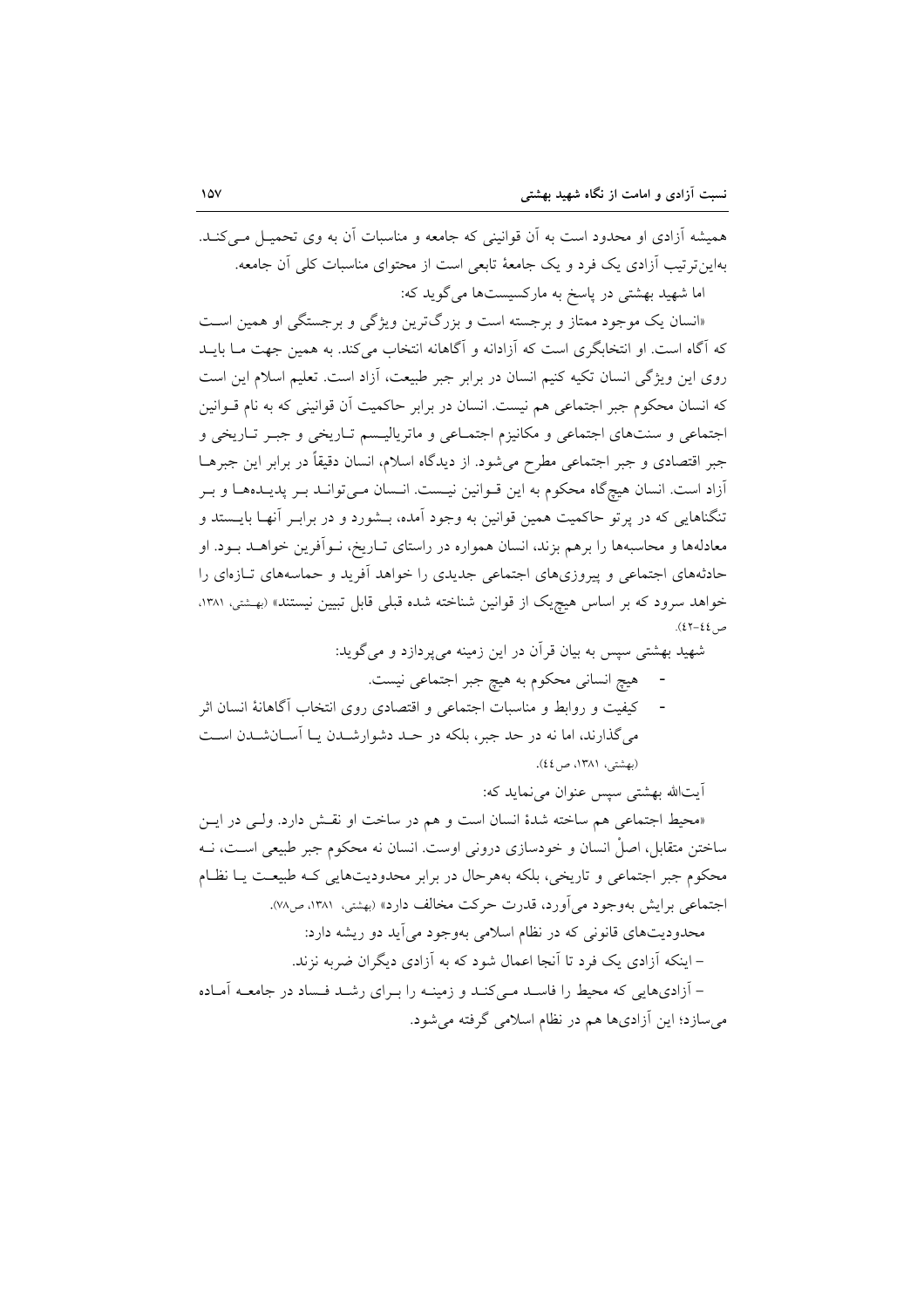همیشه آزادی او محدود است به آن قوانینی که جامعه و مناسبات آن به وی تحمیل می‌کند. به‌این‌ترتیب آزادی یک فرد و یک جامعهٔ تابعی است از محتوای مناسبات کلی آن جامعه.

اما شهید بهشتی در پاسخ به مارکسیست‌ها می‌گوید که:

«انسان یک موجود ممتاز و برجسته است و بزرگ‌ترین ویژگی و برجستگی او همین است که آگاه است. او انتخابگری است که آزادانه و آگاهانه انتخاب می‌کند. به همین جهت ما باید روی این ویژگی انسان تکیه کنیم انسان در برابر جبر طبیعت، آزاد است. تعلیم اسلام این است که انسان محکوم جبر اجتماعی هم نیست. انسان در برابر حاکمیت آن قوانینی که به نام قوانین اجتماعی و سنت‌های اجتماعی و مکانیزم اجتماعی و ماتریالیسم تاریخی و جبر تاریخی و جبر اقتصادی و جبر اجتماعی مطرح می‌شود. از دیدگاه اسلام، انسان دقیقاً در برابر این جبرها آزاد است. انسان هیچ‌گاه محکوم به این قوانین نیست. انسان می‌تواند بر پدیده‌ها و بر تنگناهایی که در پرتو حاکمیت همین قوانین به وجود آمده، بشورد و در برابر آنها بایستد و معادله‌ها و محاسبه‌ها را برهم بزند، انسان همواره در راستای تاریخ، نوآفرین خواهد بود. او حادثه‌های اجتماعی و پیروزی‌های اجتماعی جدیدی را خواهد آفرید و حماسه‌های تازه‌ای را خواهد سرود که بر اساس هیچ‌یک از قوانین شناخته شده قبلی قابل تبیین نیستند» (بهشتی، ۱۳۸۱، ص۴۴-۴۲).

شهید بهشتی سپس به بیان قرآن در این زمینه می‌پردازد و می‌گوید:

- هیچ انسانی محکوم به هیچ جبر اجتماعی نیست.
- کیفیت و روابط و مناسبات اجتماعی و اقتصادی روی انتخاب آگاهانهٔ انسان اثر می‌گذارند، اما نه در حد جبر، بلکه در حد دشوارشدن یا آسان‌شدن است (بهشتی، ۱۳۸۱، ص۴۴).

آیت‌الله بهشتی سپس عنوان می‌نماید که:

«محیط اجتماعی هم ساخته شدهٔ انسان است و هم در ساخت او نقش دارد. ولی در این ساختن متقابل، اصلْ انسان و خودسازی درونی اوست. انسان نه محکوم جبر طبیعی است، نه محکوم جبر اجتماعی و تاریخی، بلکه به‌هرحال در برابر محدودیت‌هایی که طبیعت یا نظام اجتماعی برایش به‌وجود می‌آورد، قدرت حرکت مخالف دارد» (بهشتی، ۱۳۸۱، ص۷۸).

محدودیت‌های قانونی که در نظام اسلامی به‌وجود می‌آید دو ریشه دارد:

– اینکه آزادی یک فرد تا آنجا اعمال شود که به آزادی دیگران ضربه نزند.

– آزادی‌هایی که محیط را فاسد می‌کند و زمینه را برای رشد فساد در جامعه آماده می‌سازد؛ این آزادی‌ها هم در نظام اسلامی گرفته می‌شود.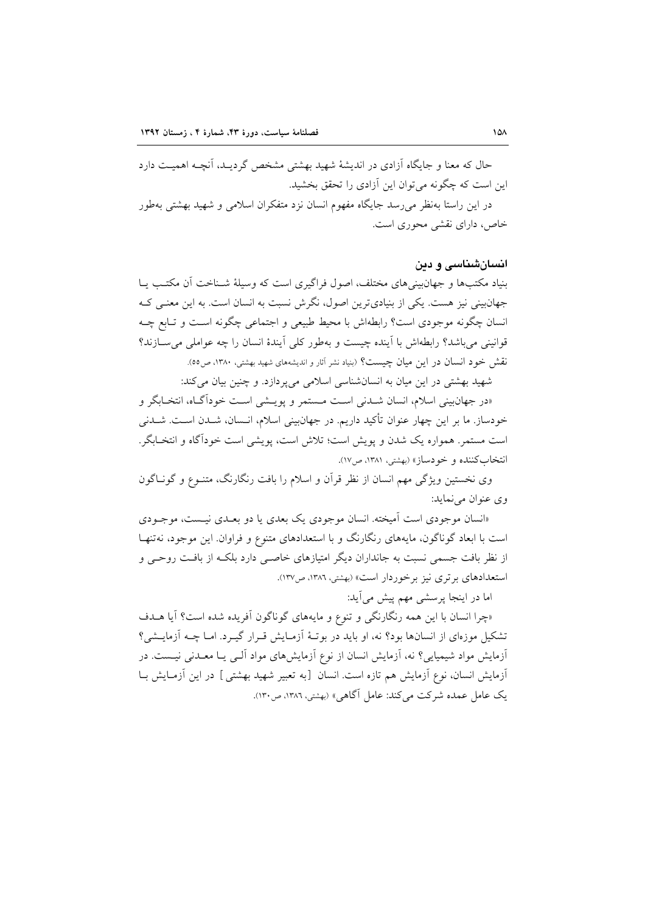حال که معنا و جایگاه آزادی در اندیشهٔ شهید بهشتی مشخص گردیـد، آنچـه اهمیـت دارد این است که چگونه می‌توان این آزادی را تحقق بخشید.

در این راستا به‌نظر می‌رسد جایگاه مفهوم انسان نزد متفکران اسلامی و شهید بهشتی به‌طور خاص، دارای نقشی محوری است.

## انسان‌شناسی و دین

بنیاد مکتب‌ها و جهان‌بینی‌های مختلف، اصول فراگیری است که وسیلهٔ شـناخت آن مکتـب یـا جهان‌بینی نیز هست. یکی از بنیادی‌ترین اصول، نگرش نسبت به انسان است. به این معنـی کـه انسان چگونه موجودی است؟ رابطه‌اش با محیط طبیعی و اجتماعی چگونه اسـت و تـابع چـه قوانینی می‌باشد؟ رابطه‌اش با آینده چیست و به‌طور کلی آیندهٔ انسان را چه عواملی می‌سـازند؟ نقش خود انسان در این میان چیست؟ (بنیاد نشر آثار و اندیشه‌های شهید بهشتی، ۱۳۸۰، ص۵۵).

شهید بهشتی در این میان به انسان‌شناسی اسلامی می‌پردازد. و چنین بیان می‌کند:

«در جهان‌بینی اسلام، انسان شـدنی اسـت مـستمر و پویـشی اسـت خودآگـاه، انتخـابگر و خودساز. ما بر این چهار عنوان تأکید داریم. در جهان‌بینی اسلام، انـسان، شـدن اسـت. شـدنی است مستمر. همواره یک شدن و پویش است؛ تلاش است، پویشی است خودآگاه و انتخـابگر. انتخاب‌کننده و خودساز» (بهشتی، ۱۳۸۱، ص۱۷).

وی نخستین ویژگی مهم انسان از نظر قرآن و اسلام را بافت رنگارنگ، متنـوع و گونـاگون وی عنوان می‌نماید:

«انسان موجودی است آمیخته. انسان موجودی یک بعدی یا دو بعـدی نیـست، موجـودی است با ابعاد گوناگون، مایه‌های رنگارنگ و با استعدادهای متنوع و فراوان. این موجود، نه‌تنهـا از نظر بافت جسمی نسبت به جانداران دیگر امتیازهای خاصـی دارد بلکـه از بافـت روحـی و استعدادهای برتری نیز برخوردار است» (بهشتی، ۱۳۸۶، ص۱۳۷).

اما در اینجا پرسشی مهم پیش می‌آید:

«چرا انسان با این همه رنگارنگی و تنوع و مایه‌های گوناگون آفریده شده است؟ آیا هـدف تشکیل موزه‌ای از انسان‌ها بود؟ نه، او باید در بوتـهٔ آزمـایش قـرار گیـرد. امـا چـه آزمایـشی؟ آزمایش مواد شیمیایی؟ نه، آزمایش انسان از نوع آزمایش‌های مواد آلـی یـا معـدنی نیـست. در آزمایش انسان، نوع آزمایش هم تازه است. انسان [به تعبیر شهید بهشتی] در این آزمـایش بـا یک عامل عمده شرکت می‌کند: عامل آگاهی» (بهشتی، ۱۳۸۶، ص۱۳۰).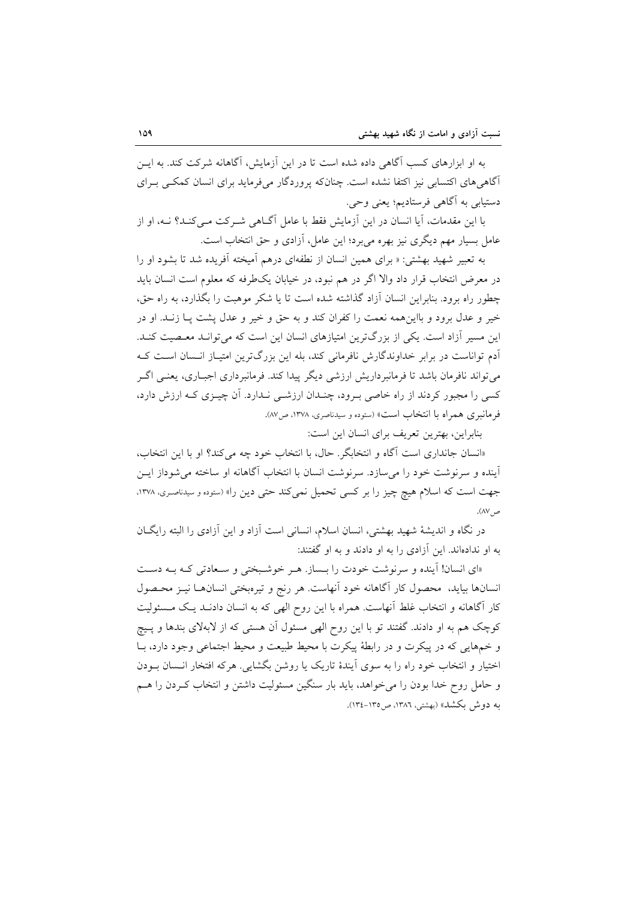به او ابزارهای کسب آگاهی داده شده است تا در این آزمایش، آگاهانه شرکت کند. به ایـن آگاهی‌های اکتسابی نیز اکتفا نشده است. چنان‌که پروردگار می‌فرماید برای انسان کمکـی بـرای دستیابی به آگاهی فرستادیم؛ یعنی وحی.

با این مقدمات، آیا انسان در این آزمایش فقط با عامل آگـاهی شـرکت مـی‌کنـد؟ نـه، او از عامل بسیار مهم دیگری نیز بهره می‌برد؛ این عامل، آزادی و حق انتخاب است.

به تعبیر شهید بهشتی: « برای همین انسان از نطفه‌ای درهم آمیخته آفریده شد تا بشود او را در معرض انتخاب قرار داد والا اگر در هم نبود، در خیابان یک‌طرفه که معلوم است انسان باید چطور راه برود. بنابراین انسان آزاد گذاشته شده است تا یا شکر موهبت را بگذارد، به راه حق، خیر و عدل برود و بااین‌همه نعمت را کفران کند و به حق و خیر و عدل پشت پـا زنـد. او در این مسیر آزاد است. یکی از بزرگ‌ترین امتیازهای انسان این است که می‌توانـد معـصیت کنـد. آدم تواناست در برابر خداوندگارش نافرمانی کند، بله این بزرگ‌ترین امتیـاز انـسان اسـت کـه می‌تواند نافرمان باشد تا فرمانبرداریش ارزشی دیگر پیدا کند. فرمانبرداری اجبـاری، یعنـی اگـر کسی را مجبور کردند از راه خاصی بـرود، چنـدان ارزشـی نـدارد. آن چیـزی کـه ارزش دارد، فرمانبری همراه با انتخاب است» (ستوده و سیدناصری، ۱۳۷۸، ص۸۷).

بنابراین، بهترین تعریف برای انسان این است:

«انسان جانداری است آگاه و انتخابگر. حال، با انتخاب خود چه می‌کند؟ او با این انتخاب، آینده و سرنوشت خود را می‌سازد. سرنوشت انسان با انتخاب آگاهانه او ساخته می‌شوداز ایـن جهت است که اسلام هیچ چیز را بر کسی تحمیل نمی‌کند حتی دین را» (ستوده و سیدناصـری، ۱۳۷۸، ص۸۷).

در نگاه و اندیشهٔ شهید بهشتی، انسان اسلام، انسانی است آزاد و این آزادی را البته رایگـان به او نداده‌اند. این آزادی را به او دادند و به او گفتند:

«ای انسان! آینده و سرنوشت خودت را بـساز. هـر خوشـبختی و سـعادتی کـه بـه دسـت انسان‌ها بیاید، محصول کار آگاهانه خود آنهاست. هر رنج و تیره‌بختی انسان‌هـا نیـز محـصول کار آگاهانه و انتخاب غلط آنهاست. همراه با این روح الهی که به انسان دادنـد یـک مـسئولیت کوچک هم به او دادند. گفتند تو با این روح الهی مسئول آن هستی که از لابه‌لای بندها و پـیچ و خم‌هایی که در پیکرت و در رابطهٔ پیکرت با محیط طبیعت و محیط اجتماعی وجود دارد، بـا اختیار و انتخاب خود راه را به سوی آیندهٔ تاریک یا روشن بگشایی. هرکه افتخار انـسان بـودن و حامل روح خدا بودن را می‌خواهد، باید بار سنگین مسئولیت داشتن و انتخاب کـردن را هـم به دوش بکشد» (بهشتی، ۱۳۸٦، ص۱۳۵-۱۳٤).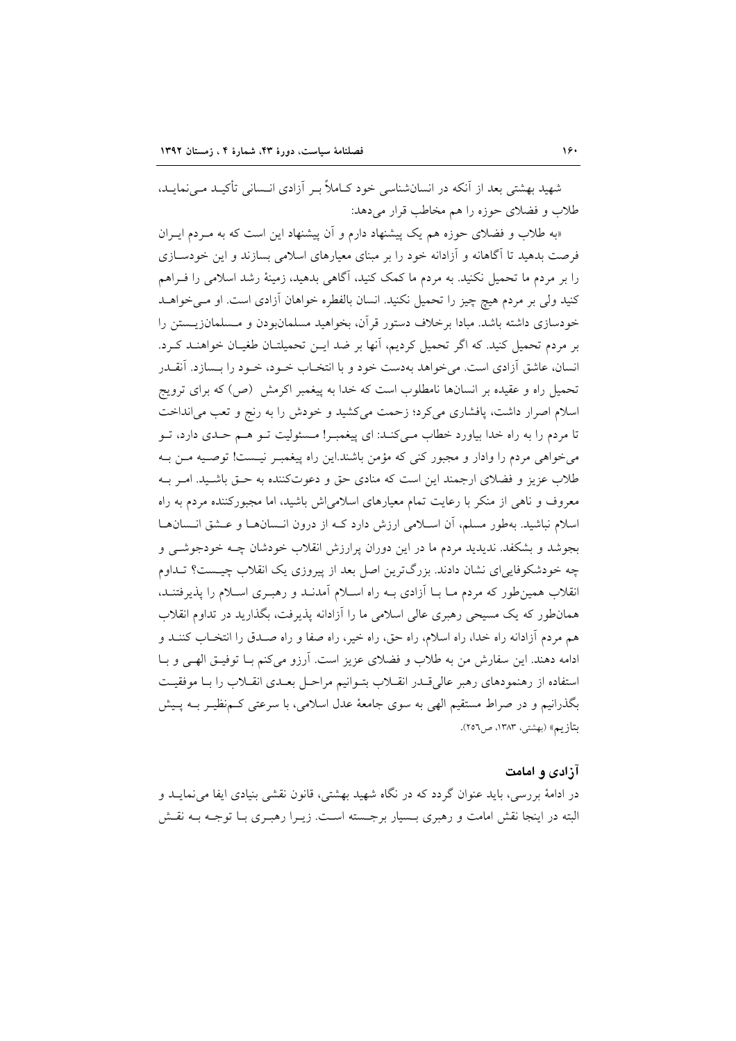شهید بهشتی بعد از آنکه در انسان‌شناسی خود کـاملاً بـر آزادی انـسانی تأکیـد مـی‌نمایـد، طلاب و فضلای حوزه را هم مخاطب قرار می‌دهد:

«به طلاب و فضلای حوزه هم یک پیشنهاد دارم و آن پیشنهاد این است که به مـردم ایـران فرصت بدهید تا آگاهانه و آزادانه خود را بر مبنای معیارهای اسلامی بسازند و این خودسـازی را بر مردم ما تحمیل نکنید. به مردم ما کمک کنید، آگاهی بدهید، زمینهٔ رشد اسلامی را فـراهم کنید ولی بر مردم هیچ چیز را تحمیل نکنید. انسان بالفطره خواهان آزادی است. او مـی‌خواهـد خودسازی داشته باشد. مبادا برخلاف دستور قرآن، بخواهید مسلمان‌بودن و مـسلمان‌زیـستن را بر مردم تحمیل کنید. که اگر تحمیل کردیم، آنها بر ضد ایـن تحمیلتـان طغیـان خواهنـد کـرد. انسان، عاشق آزادی است. می‌خواهد به‌دست خود و با انتخـاب خـود، خـود را بـسازد. آنقـدر تحمیل راه و عقیده بر انسانها نامطلوب است که خدا به پیغمبر اکرمش (ص) که برای ترویج اسلام اصرار داشت، پافشاری می‌کرد؛ زحمت می‌کشید و خودش را به رنج و تعب می‌انداخت تا مردم را به راه خدا بیاورد خطاب مـی‌کنـد: ای پیغمبـر! مـسئولیت تـو هـم حـدی دارد، تـو می‌خواهی مردم را وادار و مجبور کنی که مؤمن باشند.این راه پیغمبـر نیـست! توصـیه مـن بـه طلاب عزیز و فضلای ارجمند این است که منادی حق و دعوت‌کننده به حـق باشـید. امـر بـه معروف و ناهی از منکر با رعایت تمام معیارهای اسلامی‌اش باشید، اما مجبورکننده مردم به راه اسلام نباشید. به‌طور مسلم، آن اسـلامی ارزش دارد کـه از درون انـسان‌هـا و عـشق انـسان‌هـا بجوشد و بشکفد. ندیدید مردم ما در این دوران پرارزش انقلاب خودشان چـه خودجوشـی و چه خودشکوفایی‌ای نشان دادند. بزرگ‌ترین اصل بعد از پیروزی یک انقلاب چیـست؟ تـداوم انقلاب همین‌طور که مردم مـا بـا آزادی بـه راه اسـلام آمدنـد و رهبـری اسـلام را پذیرفتنـد، همان‌طور که یک مسیحی رهبری عالی اسلامی ما را آزادانه پذیرفت، بگذارید در تداوم انقلاب هم مردم آزادانه راه خدا، راه اسلام، راه حق، راه خیر، راه صفا و راه صـدق را انتخـاب کننـد و ادامه دهند. این سفارش من به طلاب و فضلای عزیز است. آرزو می‌کنم بـا توفیـق الهـی و بـا استفاده از رهنمودهای رهبر عالی‌قـدر انقـلاب بتـوانیم مراحـل بعـدی انقـلاب را بـا موفقیـت بگذرانیم و در صراط مستقیم الهی به سوی جامعهٔ عدل اسلامی، با سرعتی کـم‌نظیـر بـه پـیش بتازیم» (بهشتی، ۱۳۸۳، ص۲۵۶).

## آزادی و امامت

در ادامهٔ بررسی، باید عنوان گردد که در نگاه شهید بهشتی، قانون نقشی بنیادی ایفا می‌نمایـد و البته در اینجا نقش امامت و رهبری بـسیار برجـسته اسـت. زیـرا رهبـری بـا توجـه بـه نقـش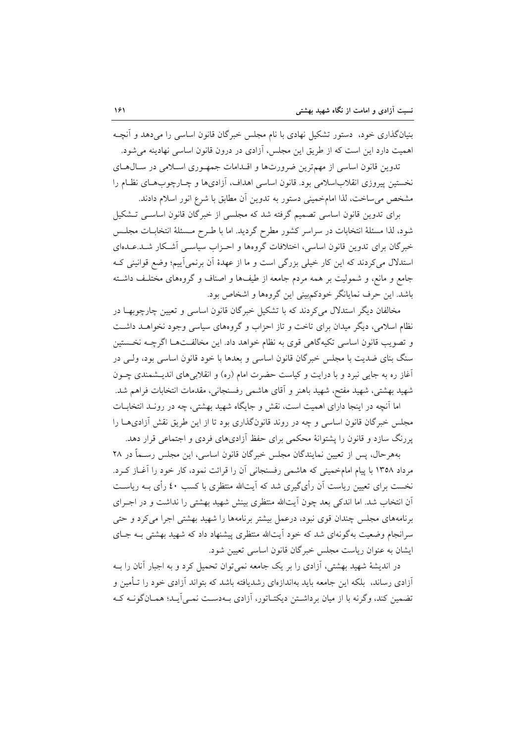بنیان‌گذاری خود، دستور تشکیل نهادی با نام مجلس خبرگان قانون اساسی را می‌دهد و آنچه اهمیت دارد این است که از طریق این مجلس، آزادی در درون قانون اساسی نهادینه می‌شود.

تدوین قانون اساسی از مهم‌ترین ضرورت‌ها و اقدامات جمهوری اسلامی در سال‌های نخستین پیروزی انقلاب‌اسلامی بود. قانون اساسی اهداف، آزادی‌ها و چارچوب‌های نظام را مشخص می‌ساخت، لذا امام‌خمینی دستور به تدوین آن مطابق با شرع انور اسلام دادند.

برای تدوین قانون اساسی تصمیم گرفته شد که مجلسی از خبرگان قانون اساسی تشکیل شود، لذا مسئلهٔ انتخابات در سراسر کشور مطرح گردید. اما با طرح مسئلهٔ انتخابات مجلس خبرگان برای تدوین قانون اساسی، اختلافات گروه‌ها و احزاب سیاسی آشکار شد.عده‌ای استدلال می‌کردند که این کار خیلی بزرگی است و ما از عهدهٔ آن برنمی‌آییم؛ وضع قوانینی که جامع و مانع، و شمولیت بر همه مردم جامعه از طیف‌ها و اصناف و گروه‌های مختلف داشته باشد. این حرف نمایانگر خودکم‌بینی این گروه‌ها و اشخاص بود.

مخالفان دیگر استدلال می‌کردند که با تشکیل خبرگان قانون اساسی و تعیین چارچوبها در نظام اسلامی، دیگر میدان برای تاخت و تاز احزاب و گروه‌های سیاسی وجود نخواهد داشت و تصویب قانون اساسی تکیه‌گاهی قوی به نظام خواهد داد. این مخالفت‌ها اگرچه نخستین سنگ بنای ضدیت با مجلس خبرگان قانون اساسی و بعدها با خود قانون اساسی بود، ولی در آغاز ره به جایی نبرد و با درایت و کیاست حضرت امام (ره) و انقلابی‌های اندیشمندی چون شهید بهشتی، شهید مفتح، شهید باهنر و آقای هاشمی رفسنجانی، مقدمات انتخابات فراهم شد.

اما آنچه در اینجا دارای اهمیت است، نقش و جایگاه شهید بهشتی، چه در روند انتخابات مجلس خبرگان قانون اساسی و چه در روند قانون‌گذاری بود تا از این طریق نقش آزادی‌ها را پررنگ سازد و قانون را پشتوانهٔ محکمی برای حفظ آزادی‌های فردی و اجتماعی قرار دهد.

به‌هرحال، پس از تعیین نمایندگان مجلس خبرگان قانون اساسی، این مجلس رسماً در ۲۸ مرداد ۱۳۵۸ با پیام امام‌خمینی که هاشمی رفسنجانی آن را قرائت نمود، کار خود را آغاز کرد. نخست برای تعیین ریاست آن رأی‌گیری شد که آیت‌الله منتظری با کسب ٤٠ رأی به ریاست آن انتخاب شد. اما اندکی بعد چون آیت‌الله منتظری بینش شهید بهشتی را نداشت و در اجرای برنامه‌های مجلس چندان قوی نبود، درعمل بیشتر برنامه‌ها را شهید بهشتی اجرا می‌کرد و حتی سرانجام وضعیت به‌گونه‌ای شد که خود آیت‌الله منتظری پیشنهاد داد که شهید بهشتی به جای ایشان به عنوان ریاست مجلس خبرگان قانون اساسی تعیین شود.

در اندیشهٔ شهید بهشتی، آزادی را بر یک جامعه نمی‌توان تحمیل کرد و به اجبار آنان را به آزادی رساند، بلکه این جامعه باید به‌اندازه‌ای رشدیافته باشد که بتواند آزادی خود را تأمین و تضمین کند، وگرنه با از میان برداشتن دیکتاتور، آزادی به‌دست نمی‌آید؛ همان‌گونه که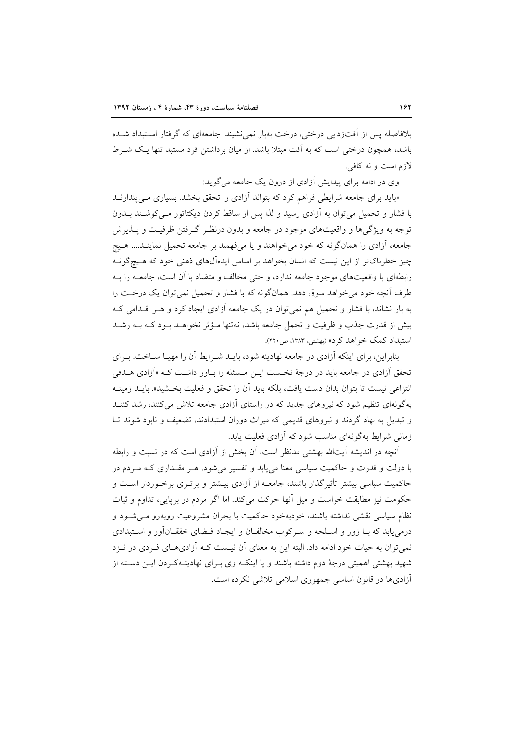بلافاصله پس از آفت‌زدایی درختی، درخت به‌بار نمی‌نشیند. جامعه‌ای که گرفتار استبداد شده باشد، همچون درختی است که به آفت مبتلا باشد. از میان برداشتن فرد مستبد تنها یک شرط لازم است و نه کافی.

وی در ادامه برای پیدایش آزادی از درون یک جامعه می‌گوید:

«باید برای جامعه شرایطی فراهم کرد که بتواند آزادی را تحقق بخشد. بسیاری می‌پندارند با فشار و تحمیل می‌توان به آزادی رسید و لذا پس از ساقط کردن دیکتاتور می‌کوشند بدون توجه به ویژگی‌ها و واقعیت‌های موجود در جامعه و بدون درنظر گرفتن ظرفیت و پذیرش جامعه، آزادی را همان‌گونه که خود می‌خواهند و یا می‌فهمند بر جامعه تحمیل نمایند.... هیچ چیز خطرناک‌تر از این نیست که انسان بخواهد بر اساس ایده‌آل‌های ذهنی خود که هیچ‌گونه رابطه‌ای با واقعیت‌های موجود جامعه ندارد، و حتی مخالف و متضاد با آن است، جامعه را به طرف آنچه خود می‌خواهد سوق دهد. همان‌گونه که با فشار و تحمیل نمی‌توان یک درخت را به بار نشاند، با فشار و تحمیل هم نمی‌توان در یک جامعه آزادی ایجاد کرد و هر اقدامی که بیش از قدرت جذب و ظرفیت و تحمل جامعه باشد، نه‌تنها مؤثر نخواهد بود که به رشد استبداد کمک خواهد کرد» (بهشتی، ۱۳۸۳، ص ۲۲۰).

بنابراین، برای اینکه آزادی در جامعه نهادینه شود، باید شرایط آن را مهیا ساخت. برای تحقق آزادی در جامعه باید در درجهٔ نخست این مسئله را باور داشت که «آزادی هدفی انتزاعی نیست تا بتوان بدان دست یافت، بلکه باید آن را تحقق و فعلیت بخشید». باید زمینه به‌گونه‌ای تنظیم شود که نیروهای جدید که در راستای آزادی جامعه تلاش می‌کنند، رشد کنند و تبدیل به نهاد گردند و نیروهای قدیمی که میراث دوران استبدادند، تضعیف و نابود شوند تا زمانی شرایط به‌گونه‌ای مناسب شود که آزادی فعلیت یابد.

آنچه در اندیشه آیت‌الله بهشتی مدنظر است، آن بخش از آزادی است که در نسبت و رابطه با دولت و قدرت و حاکمیت سیاسی معنا می‌یابد و تفسیر می‌شود. هر مقداری که مردم در حاکمیت سیاسی بیشتر تأثیرگذار باشند، جامعه از آزادی بیشتر و برتری برخوردار است و حکومت نیز مطابقت خواست و میل آنها حرکت می‌کند. اما اگر مردم در برپایی، تداوم و ثبات نظام سیاسی نقشی نداشته باشند، خودبه‌خود حاکمیت با بحران مشروعیت روبه‌رو می‌شود و درمی‌یابد که با زور و اسلحه و سرکوب مخالفان و ایجاد فضای خفقان‌آور و استبدادی نمی‌توان به حیات خود ادامه داد. البته این به معنای آن نیست که آزادی‌های فردی در نزد شهید بهشتی اهمیتی درجهٔ دوم داشته باشند و یا اینکه وی برای نهادینه‌کردن این دسته از آزادی‌ها در قانون اساسی جمهوری اسلامی تلاشی نکرده است.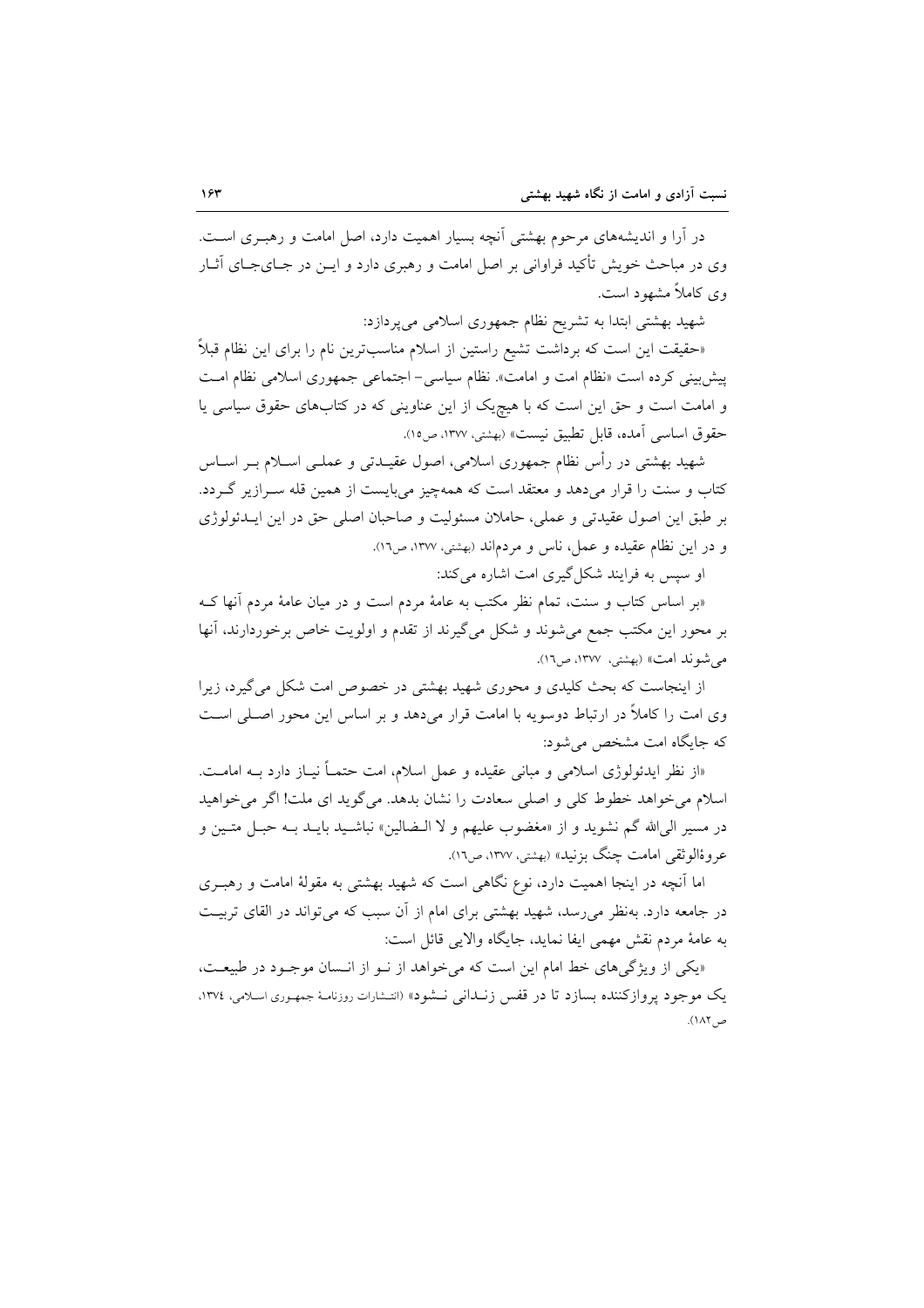در آرا و اندیشه‌های مرحوم بهشتی آنچه بسیار اهمیت دارد، اصل امامت و رهبری است. وی در مباحث خویش تأکید فراوانی بر اصل امامت و رهبری دارد و این در جای‌جای آثار وی کاملاً مشهود است.

شهید بهشتی ابتدا به تشریح نظام جمهوری اسلامی می‌پردازد:

«حقیقت این است که برداشت تشیع راستین از اسلام مناسب‌ترین نام را برای این نظام قبلاً پیش‌بینی کرده است «نظام امت و امامت». نظام سیاسی- اجتماعی جمهوری اسلامی نظام امت و امامت است و حق این است که با هیچ‌یک از این عناوینی که در کتاب‌های حقوق سیاسی یا حقوق اساسی آمده، قابل تطبیق نیست» (بهشتی، ۱۳۷۷، ص۱۵).

شهید بهشتی در رأس نظام جمهوری اسلامی، اصول عقیدتی و عملی اسلام بر اساس کتاب و سنت را قرار می‌دهد و معتقد است که همه‌چیز می‌بایست از همین قله سرازیر گردد. بر طبق این اصول عقیدتی و عملی، حاملان مسئولیت و صاحبان اصلی حق در این ایدئولوژی و در این نظام عقیده و عمل، ناس و مردم‌اند (بهشتی، ۱۳۷۷، ص۱۶).

او سپس به فرایند شکل‌گیری امت اشاره می‌کند:

«بر اساس کتاب و سنت، تمام نظر مکتب به عامهٔ مردم است و در میان عامهٔ مردم آنها که بر محور این مکتب جمع می‌شوند و شکل می‌گیرند از تقدم و اولویت خاص برخوردارند، آنها می‌شوند امت» (بهشتی، ۱۳۷۷، ص۱۶).

از اینجاست که بحث کلیدی و محوری شهید بهشتی در خصوص امت شکل می‌گیرد، زیرا وی امت را کاملاً در ارتباط دوسویه با امامت قرار می‌دهد و بر اساس این محور اصلی است که جایگاه امت مشخص می‌شود:

«از نظر ایدئولوژی اسلامی و مبانی عقیده و عمل اسلام، امت حتماً نیاز دارد به امامت. اسلام می‌خواهد خطوط کلی و اصلی سعادت را نشان بدهد. می‌گوید ای ملت! اگر می‌خواهید در مسیر الی‌الله گم نشوید و از «مغضوب علیهم و لا الضالین» نباشید باید به حبل متین و عروة‌الوثقی امامت چنگ بزنید» (بهشتی، ۱۳۷۷، ص۱۶).

اما آنچه در اینجا اهمیت دارد، نوع نگاهی است که شهید بهشتی به مقولهٔ امامت و رهبری در جامعه دارد. به‌نظر می‌رسد، شهید بهشتی برای امام از آن سبب که می‌تواند در القای تربیت به عامهٔ مردم نقش مهمی ایفا نماید، جایگاه والایی قائل است:

«یکی از ویژگی‌های خط امام این است که می‌خواهد از نو از انسان موجود در طبیعت، یک موجود پروازکننده بسازد تا در قفس زندانی نشود» (انتشارات روزنامهٔ جمهوری اسلامی، ۱۳۷۴، ص۱۸۲).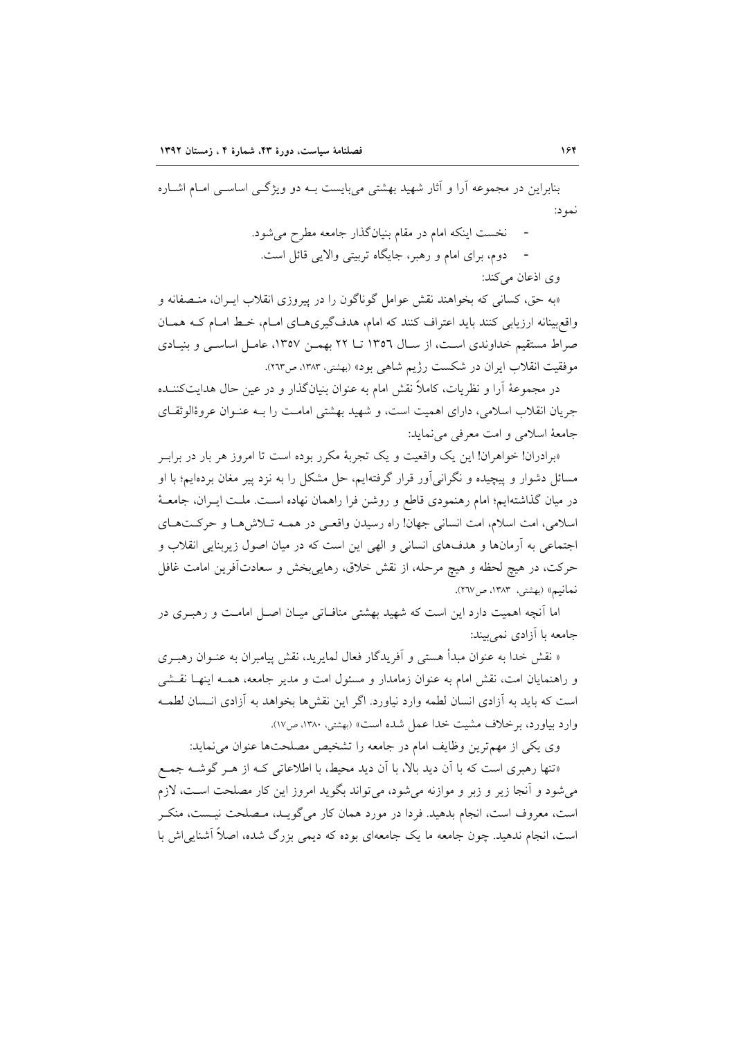بنابراین در مجموعه آرا و آثار شهید بهشتی می‌بایست بــه دو ویژگــی اساسـی امــام اشــاره نمود:

- نخست اینکه امام در مقام بنیان‌گذار جامعه مطرح می‌شود.
- دوم، برای امام و رهبر، جایگاه تربیتی والایی قائل است.

وی اذعان می‌کند:

«به حق، کسانی که بخواهند نقش عوامل گوناگون را در پیروزی انقلاب ایـران، منـصفانه و واقع‌بینانه ارزیابی کنند باید اعتراف کنند که امام، هدف‌گیری‌هـای امـام، خـط امـام کـه همـان صراط مستقیم خداوندی اسـت، از سـال ۱۳۵٦ تـا ۲۲ بهمـن ۱۳۵۷، عامـل اساسـی و بنیـادی موفقیت انقلاب ایران در شکست رژیم شاهی بود» (بهشتی، ۱۳۸۳، ص۲٦۳).

در مجموعهٔ آرا و نظریات، کاملاً نقش امام به عنوان بنیان‌گذار و در عین حال هدایت‌کننـده جریان انقلاب اسلامی، دارای اهمیت است، و شهید بهشتی امامـت را بـه عنـوان عروةالوثقـای جامعهٔ اسلامی و امت معرفی می‌نماید:

«برادران! خواهران! این یک واقعیت و یک تجربهٔ مکرر بوده است تا امروز هر بار در برابـر مسائل دشوار و پیچیده و نگرانی‌آور قرار گرفته‌ایم، حل مشکل را به نزد پیر مغان برده‌ایم؛ با او در میان گذاشته‌ایم؛ امام رهنمودی قاطع و روشن فرا راهمان نهاده اسـت. ملـت ایـران، جامعـهٔ اسلامی، امت اسلام، امت انسانی جهان! راه رسیدن واقعـی در همـه تـلاش‌هـا و حرکـت‌هـای اجتماعی به آرمان‌ها و هدف‌های انسانی و الهی این است که در میان اصول زیربنایی انقلاب و حرکت، در هیچ لحظه و هیچ مرحله، از نقش خلاق، رهایی‌بخش و سعادت‌آفرین امامت غافل نمانیم» (بهشتی، ۱۳۸۳، ص۲٦۷).

اما آنچه اهمیت دارد این است که شهید بهشتی منافـاتی میـان اصـل امامـت و رهبـری در جامعه با آزادی نمی‌بیند:

« نقش خدا به عنوان مبدأ هستی و آفریدگار فعال لمایرید، نقش پیامبران به عنـوان رهبـری و راهنمایان امت، نقش امام به عنوان زمامدار و مسئول امت و مدیر جامعه، همـه اینهـا نقـشی است که باید به آزادی انسان لطمه وارد نیاورد. اگر این نقش‌ها بخواهد به آزادی انـسان لطمـه وارد بیاورد، برخلاف مشیت خدا عمل شده است» (بهشتی، ۱۳۸۰، ص۱۷).

وی یکی از مهم‌ترین وظایف امام در جامعه را تشخیص مصلحت‌ها عنوان می‌نماید:

«تنها رهبری است که با آن دید بالا، با آن دید محیط، با اطلاعاتی کـه از هـر گوشـه جمـع می‌شود و آنجا زیر و زبر و موازنه می‌شود، می‌تواند بگوید امروز این کار مصلحت اسـت، لازم است، معروف است، انجام بدهید. فردا در مورد همان کار می‌گویـد، مـصلحت نیـست، منکـر است، انجام ندهید. چون جامعه ما یک جامعه‌ای بوده که دیمی بزرگ شده، اصلاً آشنایی‌اش با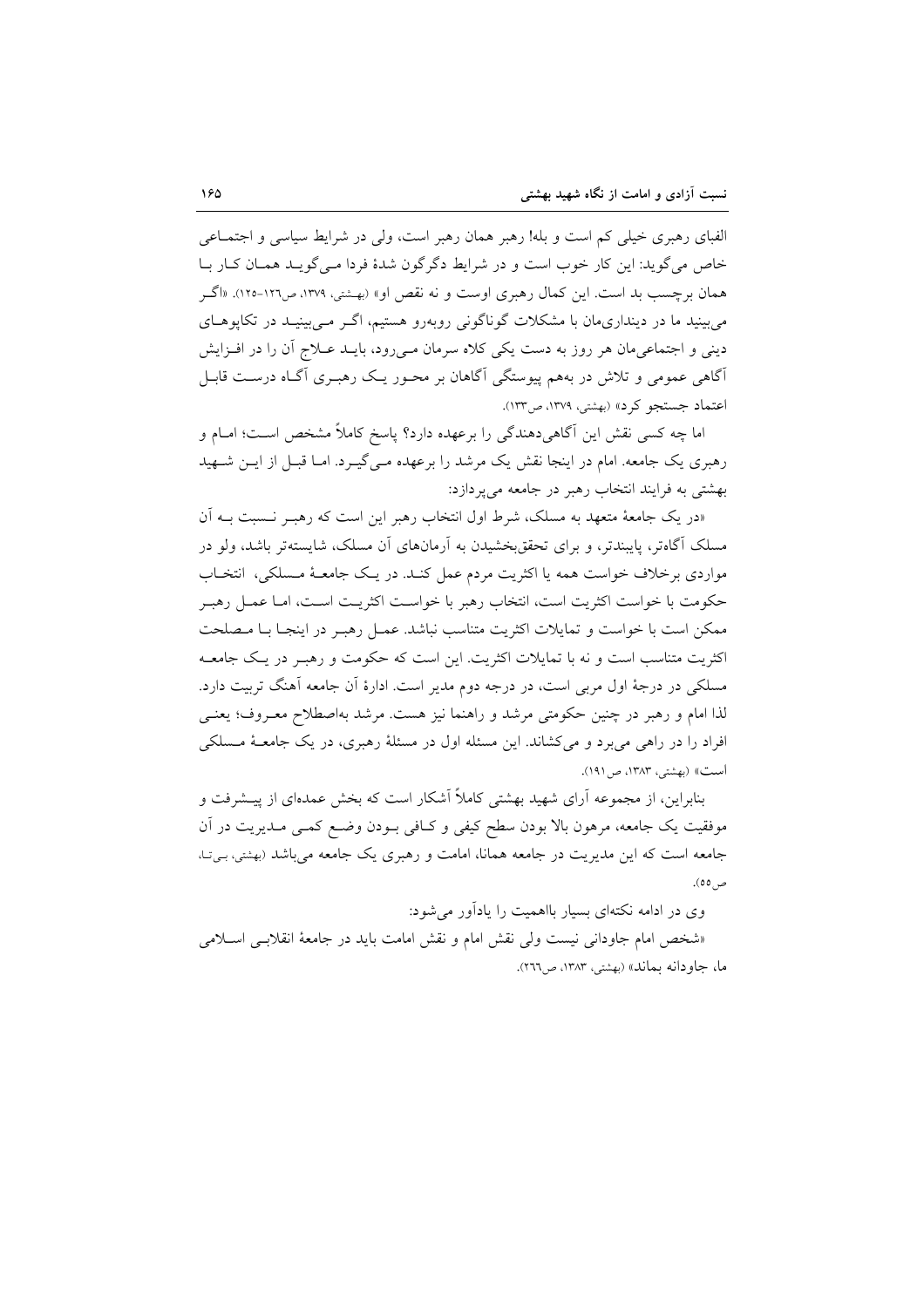الفبای رهبری خیلی کم است و بله! رهبر همان رهبر است، ولی در شرایط سیاسی و اجتماعی خاص می‌گوید: این کار خوب است و در شرایط دگرگون شدهٔ فردا می‌گوید همان کار با همان برچسب بد است. این کمال رهبری اوست و نه نقص او» (بهشتی، ۱۳۷۹، ص۱۲۶-۱۲۵). «اگر می‌بینید ما در دینداری‌مان با مشکلات گوناگونی روبه‌رو هستیم، اگر می‌بینید در تکاپوهای دینی و اجتماعی‌مان هر روز به دست یکی کلاه سرمان می‌رود، باید علاج آن را در افزایش آگاهی عمومی و تلاش در بههم پیوستگی آگاهان بر محور یک رهبری آگاه درست قابل اعتماد جستجو کرد» (بهشتی، ۱۳۷۹، ص۱۳۳).

اما چه کسی نقش این آگاهی‌دهندگی را برعهده دارد؟ پاسخ کاملاً مشخص است؛ امام و رهبری یک جامعه. امام در اینجا نقش یک مرشد را برعهده می‌گیرد. اما قبل از این شهید بهشتی به فرایند انتخاب رهبر در جامعه می‌پردازد:

«در یک جامعهٔ متعهد به مسلک، شرط اول انتخاب رهبر این است که رهبر نسبت به آن مسلک آگاه‌تر، پایبندتر، و برای تحقق‌بخشیدن به آرمان‌های آن مسلک، شایسته‌تر باشد، ولو در مواردی برخلاف خواست همه یا اکثریت مردم عمل کند. در یک جامعهٔ مسلکی، انتخاب حکومت با خواست اکثریت است، انتخاب رهبر با خواست اکثریت است، اما عمل رهبر ممکن است با خواست و تمایلات اکثریت متناسب نباشد. عمل رهبر در اینجا با مصلحت اکثریت متناسب است و نه با تمایلات اکثریت. این است که حکومت و رهبر در یک جامعه مسلکی در درجهٔ اول مربی است، در درجه دوم مدیر است. ادارهٔ آن جامعه آهنگ تربیت دارد. لذا امام و رهبر در چنین حکومتی مرشد و راهنما نیز هست. مرشد به‌اصطلاح معروف؛ یعنی افراد را در راهی می‌برد و می‌کشاند. این مسئله اول در مسئلهٔ رهبری، در یک جامعهٔ مسلکی است» (بهشتی، ۱۳۸۳، ص۱۹۱).

بنابراین، از مجموعه آرای شهید بهشتی کاملاً آشکار است که بخش عمده‌ای از پیشرفت و موفقیت یک جامعه، مرهون بالا بودن سطح کیفی و کافی بودن وضع کمی مدیریت در آن جامعه است که این مدیریت در جامعه همانا، امامت و رهبری یک جامعه می‌باشد (بهشتی، بی‌تا، ص۵۵).

وی در ادامه نکته‌ای بسیار بااهمیت را یادآور می‌شود:

«شخص امام جاودانی نیست ولی نقش امام و نقش امامت باید در جامعهٔ انقلابی اسلامی ما، جاودانه بماند» (بهشتی، ۱۳۸۳، ص۲۶۶).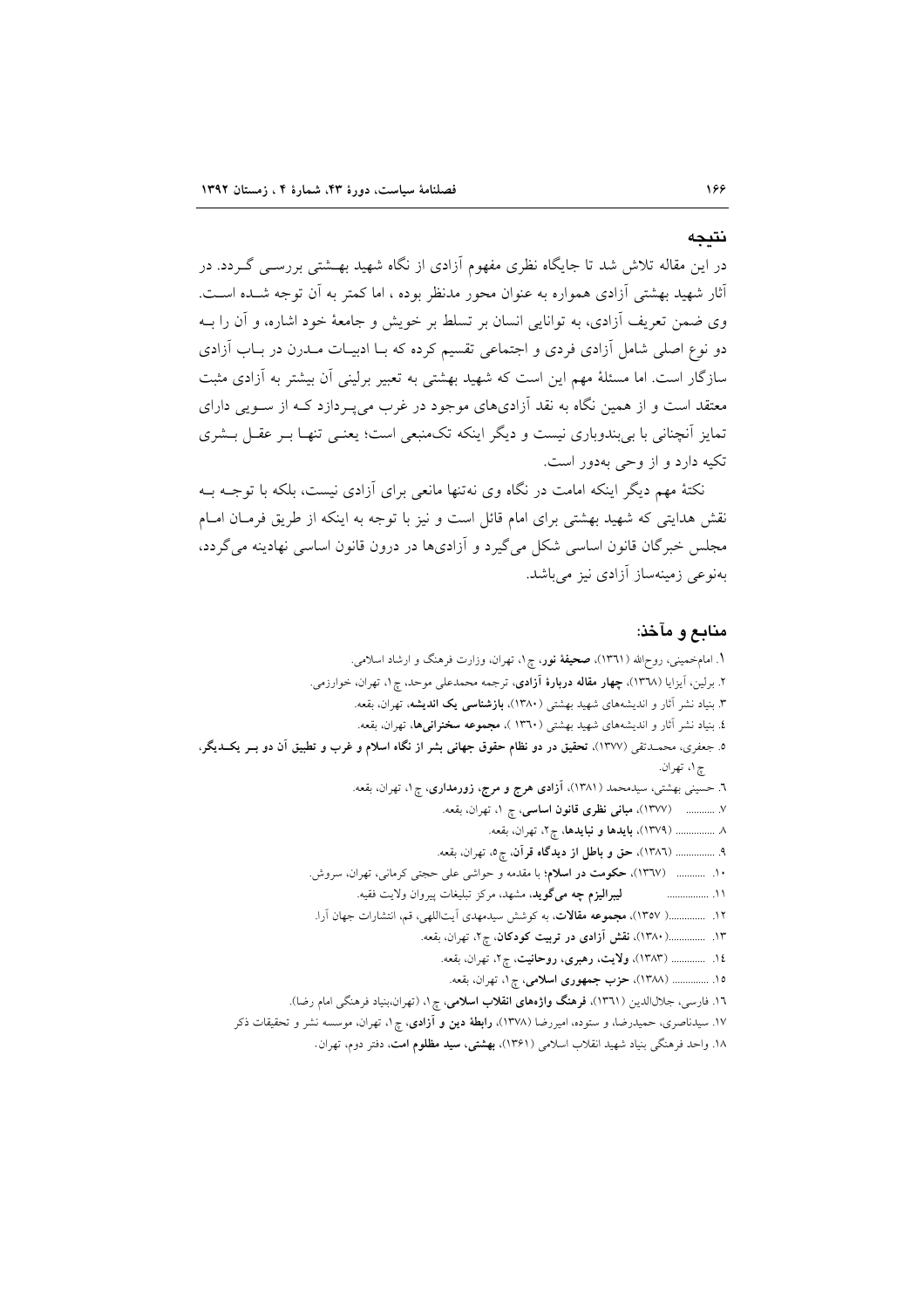## نتیجه

در این مقاله تلاش شد تا جایگاه نظری مفهوم آزادی از نگاه شهید بهشتی بررسی گردد. در آثار شهید بهشتی آزادی همواره به عنوان محور مدنظر بوده ، اما کمتر به آن توجه شده است. وی ضمن تعریف آزادی، به توانایی انسان بر تسلط بر خویش و جامعهٔ خود اشاره، و آن را به دو نوع اصلی شامل آزادی فردی و اجتماعی تقسیم کرده که با ادبیات مدرن در باب آزادی سازگار است. اما مسئلهٔ مهم این است که شهید بهشتی به تعبیر برلینی آن بیشتر به آزادی مثبت معتقد است و از همین نگاه به نقد آزادی‌های موجود در غرب می‌پردازد که از سویی دارای تمایز آنچنانی با بی‌بندوباری نیست و دیگر اینکه تک‌منبعی است؛ یعنی تنها بر عقل بشری تکیه دارد و از وحی به‌دور است.

نکتهٔ مهم دیگر اینکه امامت در نگاه وی نه‌تنها مانعی برای آزادی نیست، بلکه با توجه به نقش هدایتی که شهید بهشتی برای امام قائل است و نیز با توجه به اینکه از طریق فرمان امام مجلس خبرگان قانون اساسی شکل می‌گیرد و آزادی‌ها در درون قانون اساسی نهادینه می‌گردد، به‌نوعی زمینه‌ساز آزادی نیز می‌باشد.

## منابع و مآخذ:

۱. امام‌خمینی، روح‌الله (۱۳۶۱)، **صحیفهٔ نور**، چ۱، تهران، وزارت فرهنگ و ارشاد اسلامی.
۲. برلین، آیزایا (۱۳۶۸)، **چهار مقاله دربارهٔ آزادی**، ترجمه محمدعلی موحد، چ۱، تهران، خوارزمی.
۳. بنیاد نشر آثار و اندیشه‌های شهید بهشتی (۱۳۸۰)، **بازشناسی یک اندیشه**، تهران، بقعه.
۴. بنیاد نشر آثار و اندیشه‌های شهید بهشتی (۱۳۶۰)، **مجموعه سخنرانی‌ها**، تهران، بقعه.
۵. جعفری، محمدتقی (۱۳۷۷)، **تحقیق در دو نظام حقوق جهانی بشر از نگاه اسلام و غرب و تطبیق آن دو بر یکدیگر**، چ۱، تهران.
۶. حسینی بهشتی، سیدمحمد (۱۳۸۱)، **آزادی هرج و مرج، زورمداری**، چ۱، تهران، بقعه.
۷. .......... (۱۳۷۷)، **مبانی نظری قانون اساسی**، چ ۱، تهران، بقعه.
۸. .............. (۱۳۷۹)، **بایدها و نبایدها**، چ۲، تهران، بقعه.
۹. .............. (۱۳۸۶)، **حق و باطل از دیدگاه قرآن**، چ۵، تهران، بقعه.
۱۰. .......... (۱۳۶۷)، **حکومت در اسلام**؛ با مقدمه و حواشی علی حجتی کرمانی، تهران، سروش.
۱۱. ............... **لیبرالیزم چه می‌گوید**، مشهد، مرکز تبلیغات پیروان ولایت فقیه.
۱۲. ..............( ۱۳۵۷)، **مجموعه مقالات**، به کوشش سیدمهدی آیت‌اللهی، قم، انتشارات جهان آرا.
۱۳. ..............(۱۳۸۰)، **نقش آزادی در تربیت کودکان**، چ۲، تهران، بقعه.
۱۴. ............ (۱۳۸۳)، **ولایت، رهبری، روحانیت**، چ۲، تهران، بقعه.
۱۵. ............. (۱۳۸۸)، **حزب جمهوری اسلامی**، چ۱، تهران، بقعه.
۱۶. فارسی، جلال‌الدین (۱۳۶۱)، **فرهنگ واژه‌های انقلاب اسلامی**، چ۱، (تهران،بنیاد فرهنگی امام رضا).
۱۷. سیدناصری، حمیدرضا، و ستوده، امیررضا (۱۳۷۸)، **رابطهٔ دین و آزادی**، چ۱، تهران، موسسه نشر و تحقیقات ذکر
۱۸. واحد فرهنگی بنیاد شهید انقلاب اسلامی (۱۳۶۱)، **بهشتی، سید مظلوم امت**، دفتر دوم، تهران.